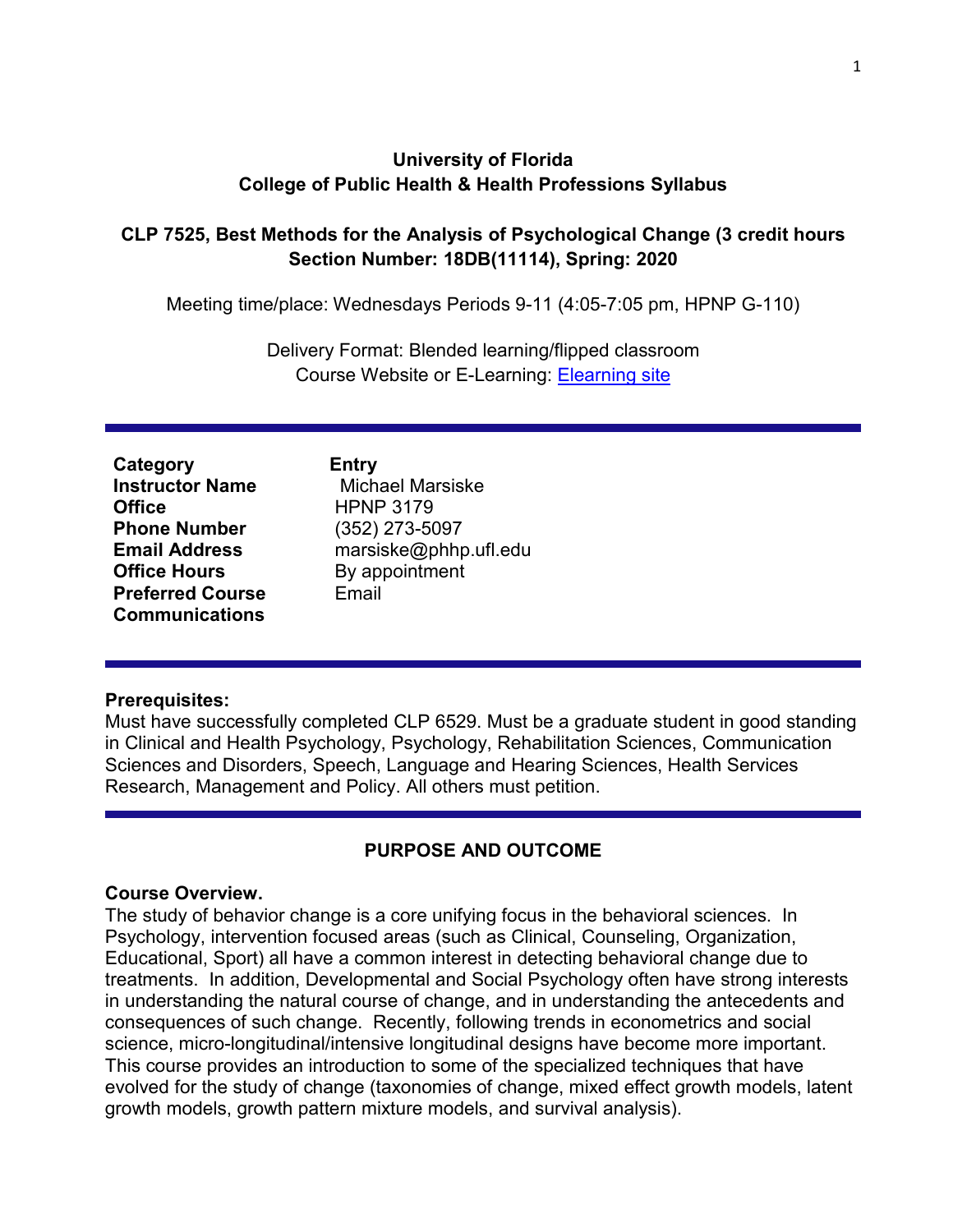**University of Florida**
**College of Public Health & Health Professions Syllabus**

**CLP 7525, Best Methods for the Analysis of Psychological Change (3 credit hours**
**Section Number: 18DB(11114), Spring: 2020**

Meeting time/place: Wednesdays Periods 9-11 (4:05-7:05 pm, HPNP G-110)

Delivery Format: Blended learning/flipped classroom
Course Website or E-Learning: [Elearning site]()

---

| Category | Entry |
| --- | --- |
| **Instructor Name** | Michael Marsiske |
| **Office** | HPNP 3179 |
| **Phone Number** | (352) 273-5097 |
| **Email Address** | marsiske@phhp.ufl.edu |
| **Office Hours** | By appointment |
| **Preferred Course Communications** | Email |

---

**Prerequisites:**
Must have successfully completed CLP 6529. Must be a graduate student in good standing in Clinical and Health Psychology, Psychology, Rehabilitation Sciences, Communication Sciences and Disorders, Speech, Language and Hearing Sciences, Health Services Research, Management and Policy. All others must petition.

---

## PURPOSE AND OUTCOME

**Course Overview.**
The study of behavior change is a core unifying focus in the behavioral sciences. In Psychology, intervention focused areas (such as Clinical, Counseling, Organization, Educational, Sport) all have a common interest in detecting behavioral change due to treatments. In addition, Developmental and Social Psychology often have strong interests in understanding the natural course of change, and in understanding the antecedents and consequences of such change. Recently, following trends in econometrics and social science, micro-longitudinal/intensive longitudinal designs have become more important. This course provides an introduction to some of the specialized techniques that have evolved for the study of change (taxonomies of change, mixed effect growth models, latent growth models, growth pattern mixture models, and survival analysis).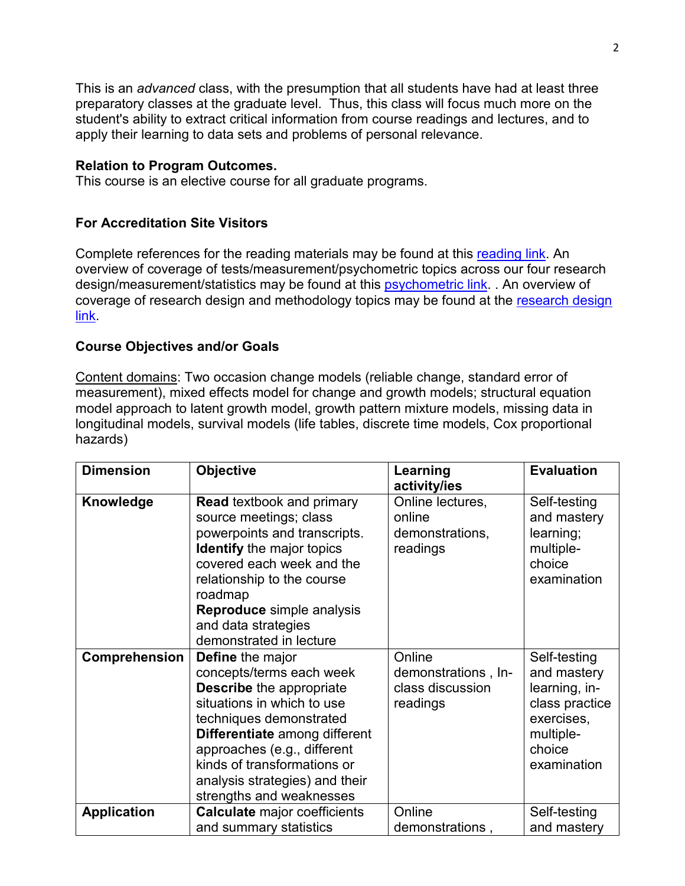This is an *advanced* class, with the presumption that all students have had at least three preparatory classes at the graduate level. Thus, this class will focus much more on the student's ability to extract critical information from course readings and lectures, and to apply their learning to data sets and problems of personal relevance.

**Relation to Program Outcomes.**
This course is an elective course for all graduate programs.

**For Accreditation Site Visitors**

Complete references for the reading materials may be found at this reading link. An overview of coverage of tests/measurement/psychometric topics across our four research design/measurement/statistics may be found at this psychometric link. . An overview of coverage of research design and methodology topics may be found at the research design link.

**Course Objectives and/or Goals**

Content domains: Two occasion change models (reliable change, standard error of measurement), mixed effects model for change and growth models; structural equation model approach to latent growth model, growth pattern mixture models, missing data in longitudinal models, survival models (life tables, discrete time models, Cox proportional hazards)

| Dimension | Objective | Learning activity/ies | Evaluation |
|---|---|---|---|
| **Knowledge** | **Read** textbook and primary source meetings; class powerpoints and transcripts. **Identify** the major topics covered each week and the relationship to the course roadmap **Reproduce** simple analysis and data strategies demonstrated in lecture | Online lectures, online demonstrations, readings | Self-testing and mastery learning; multiple-choice examination |
| **Comprehension** | **Define** the major concepts/terms each week **Describe** the appropriate situations in which to use techniques demonstrated **Differentiate** among different approaches (e.g., different kinds of transformations or analysis strategies) and their strengths and weaknesses | Online demonstrations , In-class discussion readings | Self-testing and mastery learning, in-class practice exercises, multiple-choice examination |
| **Application** | **Calculate** major coefficients and summary statistics | Online demonstrations , | Self-testing and mastery |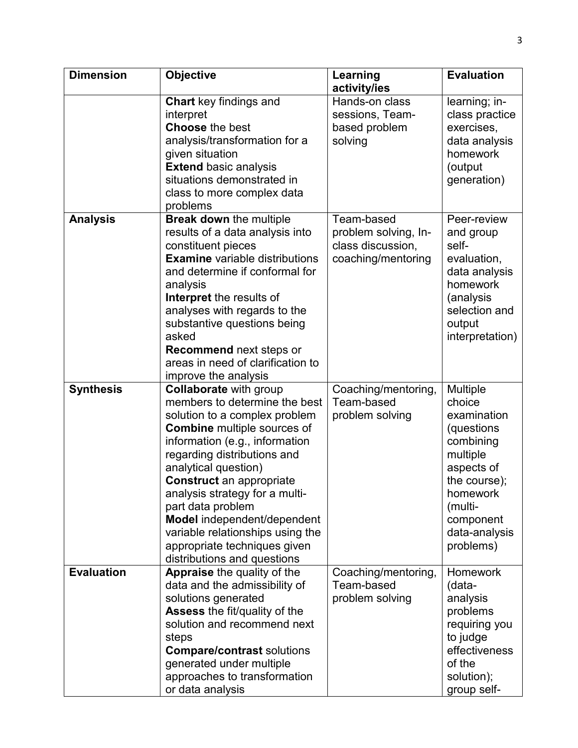| Dimension | Objective | Learning activity/ies | Evaluation |
|---|---|---|---|
| | **Chart** key findings and interpret<br>**Choose** the best analysis/transformation for a given situation<br>**Extend** basic analysis situations demonstrated in class to more complex data problems | Hands-on class sessions, Team-based problem solving | learning; in-class practice exercises, data analysis homework (output generation) |
| **Analysis** | **Break down** the multiple results of a data analysis into constituent pieces<br>**Examine** variable distributions and determine if conformal for analysis<br>**Interpret** the results of analyses with regards to the substantive questions being asked<br>**Recommend** next steps or areas in need of clarification to improve the analysis | Team-based problem solving, In-class discussion, coaching/mentoring | Peer-review and group self-evaluation, data analysis homework (analysis selection and output interpretation) |
| **Synthesis** | **Collaborate** with group members to determine the best solution to a complex problem<br>**Combine** multiple sources of information (e.g., information regarding distributions and analytical question)<br>**Construct** an appropriate analysis strategy for a multi-part data problem<br>**Model** independent/dependent variable relationships using the appropriate techniques given distributions and questions | Coaching/mentoring, Team-based problem solving | Multiple choice examination (questions combining multiple aspects of the course); homework (multi-component data-analysis problems) |
| **Evaluation** | **Appraise** the quality of the data and the admissibility of solutions generated<br>**Assess** the fit/quality of the solution and recommend next steps<br>**Compare/contrast** solutions generated under multiple approaches to transformation or data analysis | Coaching/mentoring, Team-based problem solving | Homework (data-analysis problems requiring you to judge effectiveness of the solution); group self- |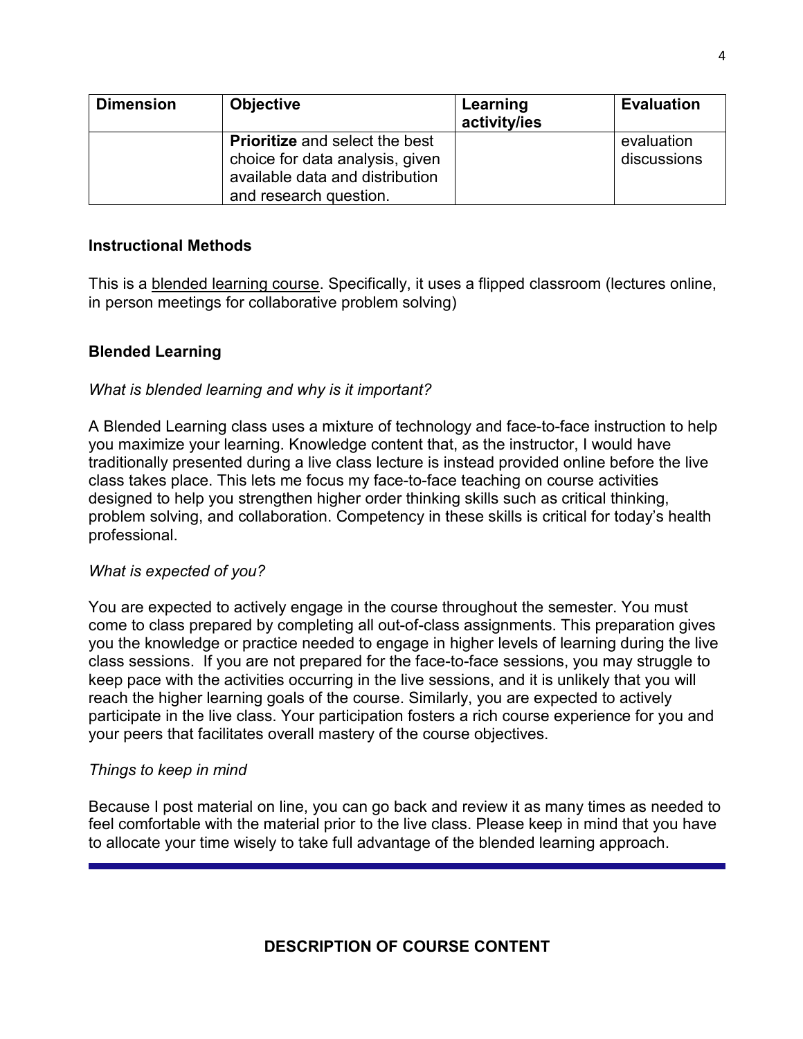| Dimension | Objective | Learning activity/ies | Evaluation |
| --- | --- | --- | --- |
| | **Prioritize** and select the best choice for data analysis, given available data and distribution and research question. | | evaluation discussions |

**Instructional Methods**

This is a blended learning course. Specifically, it uses a flipped classroom (lectures online, in person meetings for collaborative problem solving)

**Blended Learning**

*What is blended learning and why is it important?*

A Blended Learning class uses a mixture of technology and face-to-face instruction to help you maximize your learning. Knowledge content that, as the instructor, I would have traditionally presented during a live class lecture is instead provided online before the live class takes place. This lets me focus my face-to-face teaching on course activities designed to help you strengthen higher order thinking skills such as critical thinking, problem solving, and collaboration. Competency in these skills is critical for today's health professional.

*What is expected of you?*

You are expected to actively engage in the course throughout the semester. You must come to class prepared by completing all out-of-class assignments. This preparation gives you the knowledge or practice needed to engage in higher levels of learning during the live class sessions. If you are not prepared for the face-to-face sessions, you may struggle to keep pace with the activities occurring in the live sessions, and it is unlikely that you will reach the higher learning goals of the course. Similarly, you are expected to actively participate in the live class. Your participation fosters a rich course experience for you and your peers that facilitates overall mastery of the course objectives.

*Things to keep in mind*

Because I post material on line, you can go back and review it as many times as needed to feel comfortable with the material prior to the live class. Please keep in mind that you have to allocate your time wisely to take full advantage of the blended learning approach.

---

**DESCRIPTION OF COURSE CONTENT**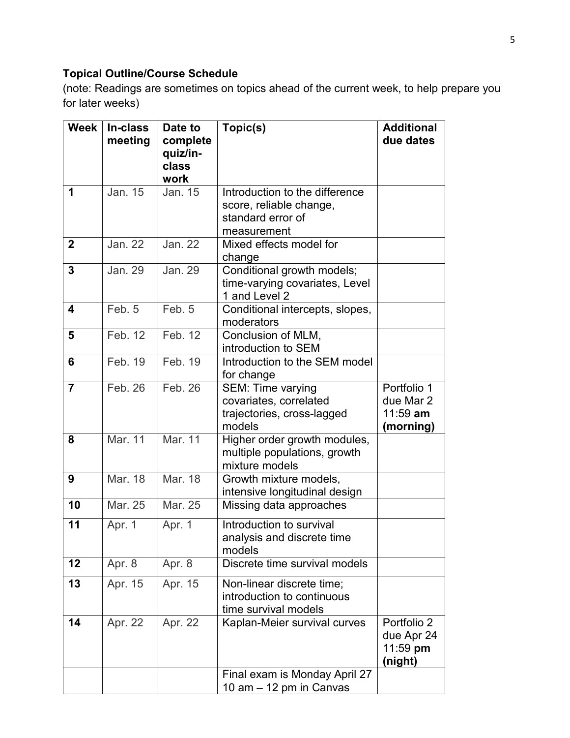**Topical Outline/Course Schedule**
(note: Readings are sometimes on topics ahead of the current week, to help prepare you for later weeks)

| Week | In-class meeting | Date to complete quiz/in-class work | Topic(s) | Additional due dates |
|---|---|---|---|---|
| 1 | Jan. 15 | Jan. 15 | Introduction to the difference score, reliable change, standard error of measurement | |
| 2 | Jan. 22 | Jan. 22 | Mixed effects model for change | |
| 3 | Jan. 29 | Jan. 29 | Conditional growth models; time-varying covariates, Level 1 and Level 2 | |
| 4 | Feb. 5 | Feb. 5 | Conditional intercepts, slopes, moderators | |
| 5 | Feb. 12 | Feb. 12 | Conclusion of MLM, introduction to SEM | |
| 6 | Feb. 19 | Feb. 19 | Introduction to the SEM model for change | |
| 7 | Feb. 26 | Feb. 26 | SEM: Time varying covariates, correlated trajectories, cross-lagged models | Portfolio 1 due Mar 2 11:59 **am (morning)** |
| 8 | Mar. 11 | Mar. 11 | Higher order growth modules, multiple populations, growth mixture models | |
| 9 | Mar. 18 | Mar. 18 | Growth mixture models, intensive longitudinal design | |
| 10 | Mar. 25 | Mar. 25 | Missing data approaches | |
| 11 | Apr. 1 | Apr. 1 | Introduction to survival analysis and discrete time models | |
| 12 | Apr. 8 | Apr. 8 | Discrete time survival models | |
| 13 | Apr. 15 | Apr. 15 | Non-linear discrete time; introduction to continuous time survival models | |
| 14 | Apr. 22 | Apr. 22 | Kaplan-Meier survival curves | Portfolio 2 due Apr 24 11:59 **pm (night)** |
| | | | Final exam is Monday April 27 10 am – 12 pm in Canvas | |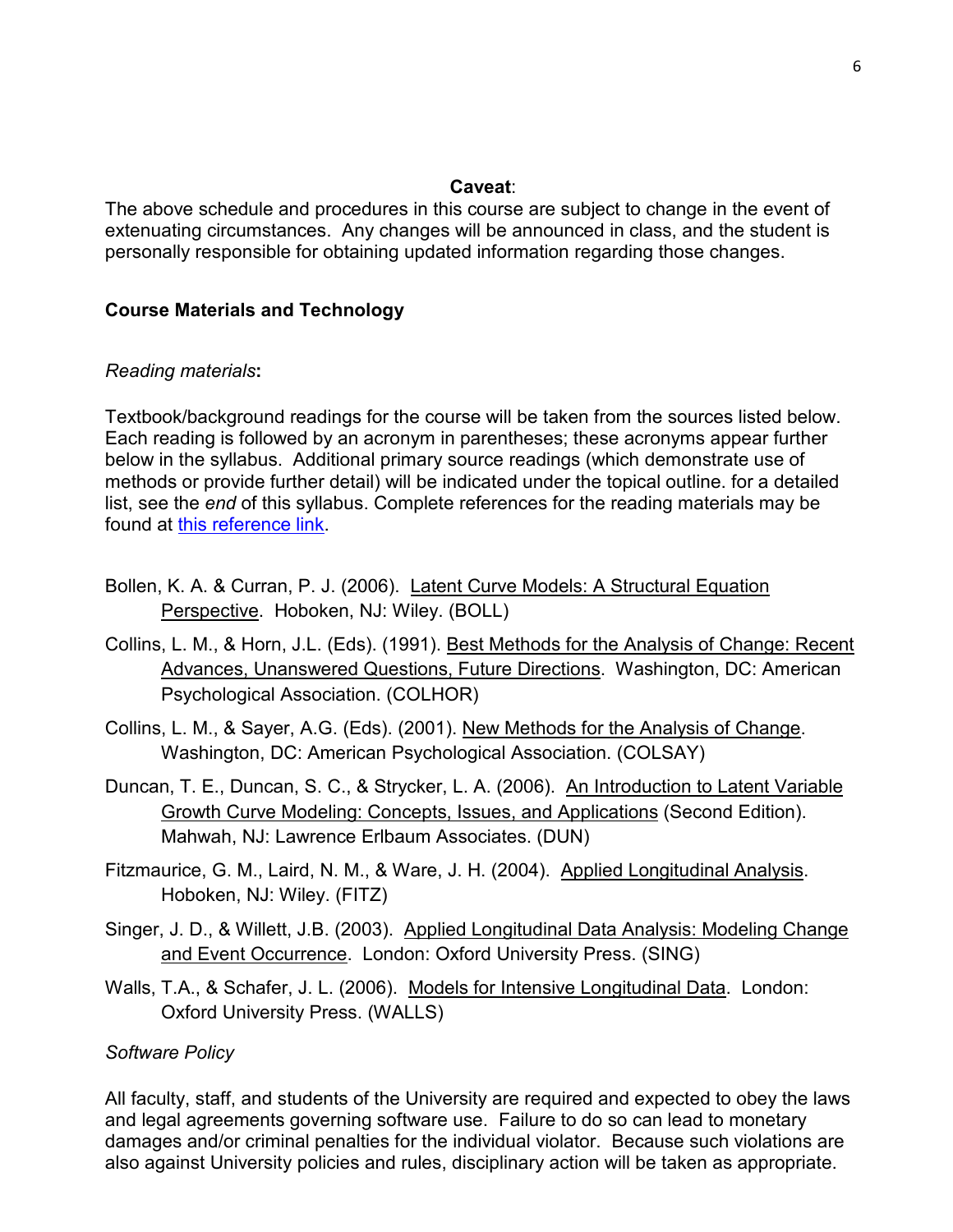**Caveat**:

The above schedule and procedures in this course are subject to change in the event of extenuating circumstances. Any changes will be announced in class, and the student is personally responsible for obtaining updated information regarding those changes.

## Course Materials and Technology

*Reading materials***:**

Textbook/background readings for the course will be taken from the sources listed below. Each reading is followed by an acronym in parentheses; these acronyms appear further below in the syllabus. Additional primary source readings (which demonstrate use of methods or provide further detail) will be indicated under the topical outline. for a detailed list, see the *end* of this syllabus. Complete references for the reading materials may be found at this reference link.

Bollen, K. A. & Curran, P. J. (2006). Latent Curve Models: A Structural Equation Perspective. Hoboken, NJ: Wiley. (BOLL)

Collins, L. M., & Horn, J.L. (Eds). (1991). Best Methods for the Analysis of Change: Recent Advances, Unanswered Questions, Future Directions. Washington, DC: American Psychological Association. (COLHOR)

Collins, L. M., & Sayer, A.G. (Eds). (2001). New Methods for the Analysis of Change. Washington, DC: American Psychological Association. (COLSAY)

Duncan, T. E., Duncan, S. C., & Strycker, L. A. (2006). An Introduction to Latent Variable Growth Curve Modeling: Concepts, Issues, and Applications (Second Edition). Mahwah, NJ: Lawrence Erlbaum Associates. (DUN)

Fitzmaurice, G. M., Laird, N. M., & Ware, J. H. (2004). Applied Longitudinal Analysis. Hoboken, NJ: Wiley. (FITZ)

Singer, J. D., & Willett, J.B. (2003). Applied Longitudinal Data Analysis: Modeling Change and Event Occurrence. London: Oxford University Press. (SING)

Walls, T.A., & Schafer, J. L. (2006). Models for Intensive Longitudinal Data. London: Oxford University Press. (WALLS)

*Software Policy*

All faculty, staff, and students of the University are required and expected to obey the laws and legal agreements governing software use. Failure to do so can lead to monetary damages and/or criminal penalties for the individual violator. Because such violations are also against University policies and rules, disciplinary action will be taken as appropriate.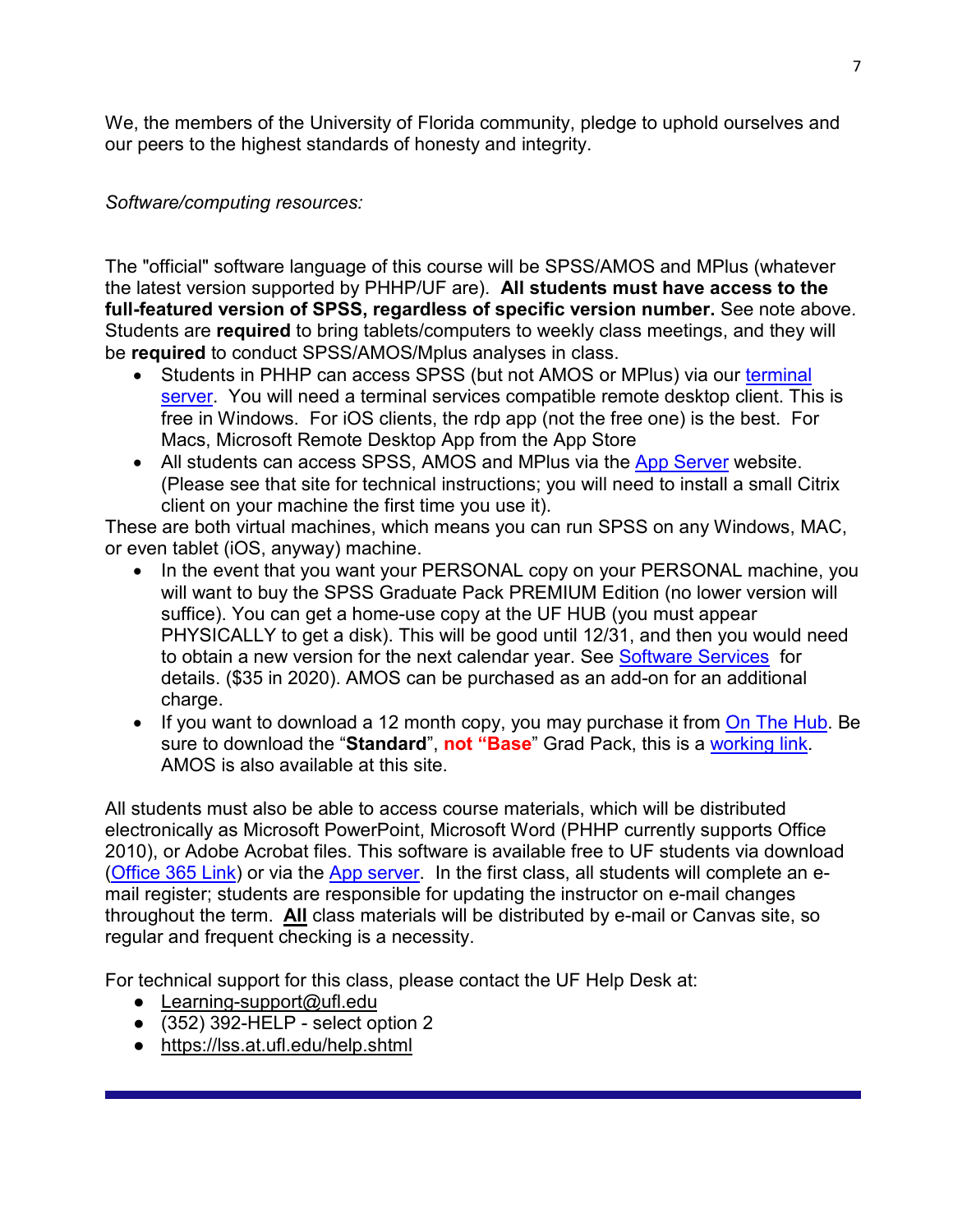We, the members of the University of Florida community, pledge to uphold ourselves and our peers to the highest standards of honesty and integrity.

*Software/computing resources:*

The "official" software language of this course will be SPSS/AMOS and MPlus (whatever the latest version supported by PHHP/UF are). **All students must have access to the full-featured version of SPSS, regardless of specific version number.** See note above. Students are **required** to bring tablets/computers to weekly class meetings, and they will be **required** to conduct SPSS/AMOS/Mplus analyses in class.

- Students in PHHP can access SPSS (but not AMOS or MPlus) via our terminal server. You will need a terminal services compatible remote desktop client. This is free in Windows. For iOS clients, the rdp app (not the free one) is the best. For Macs, Microsoft Remote Desktop App from the App Store
- All students can access SPSS, AMOS and MPlus via the App Server website. (Please see that site for technical instructions; you will need to install a small Citrix client on your machine the first time you use it).

These are both virtual machines, which means you can run SPSS on any Windows, MAC, or even tablet (iOS, anyway) machine.

- In the event that you want your PERSONAL copy on your PERSONAL machine, you will want to buy the SPSS Graduate Pack PREMIUM Edition (no lower version will suffice). You can get a home-use copy at the UF HUB (you must appear PHYSICALLY to get a disk). This will be good until 12/31, and then you would need to obtain a new version for the next calendar year. See Software Services for details. ($35 in 2020). AMOS can be purchased as an add-on for an additional charge.
- If you want to download a 12 month copy, you may purchase it from On The Hub. Be sure to download the "**Standard**", **not "Base"** Grad Pack, this is a working link. AMOS is also available at this site.

All students must also be able to access course materials, which will be distributed electronically as Microsoft PowerPoint, Microsoft Word (PHHP currently supports Office 2010), or Adobe Acrobat files. This software is available free to UF students via download (Office 365 Link) or via the App server. In the first class, all students will complete an e-mail register; students are responsible for updating the instructor on e-mail changes throughout the term. **All** class materials will be distributed by e-mail or Canvas site, so regular and frequent checking is a necessity.

For technical support for this class, please contact the UF Help Desk at:

- Learning-support@ufl.edu
- (352) 392-HELP - select option 2
- https://lss.at.ufl.edu/help.shtml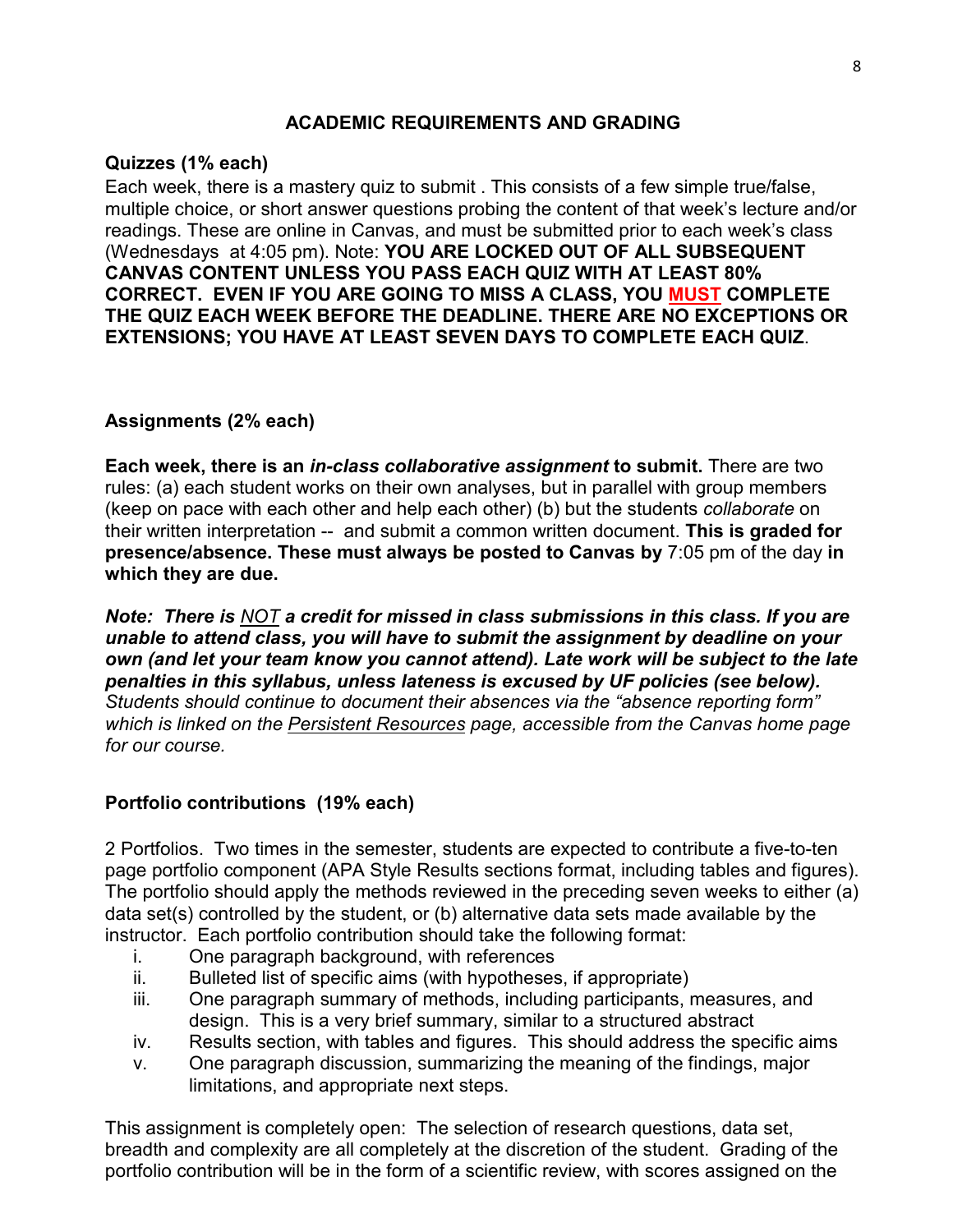## ACADEMIC REQUIREMENTS AND GRADING

### Quizzes (1% each)

Each week, there is a mastery quiz to submit . This consists of a few simple true/false, multiple choice, or short answer questions probing the content of that week's lecture and/or readings. These are online in Canvas, and must be submitted prior to each week's class (Wednesdays at 4:05 pm). Note: **YOU ARE LOCKED OUT OF ALL SUBSEQUENT CANVAS CONTENT UNLESS YOU PASS EACH QUIZ WITH AT LEAST 80% CORRECT. EVEN IF YOU ARE GOING TO MISS A CLASS, YOU MUST COMPLETE THE QUIZ EACH WEEK BEFORE THE DEADLINE. THERE ARE NO EXCEPTIONS OR EXTENSIONS; YOU HAVE AT LEAST SEVEN DAYS TO COMPLETE EACH QUIZ**.

### Assignments (2% each)

**Each week, there is an *in-class collaborative assignment* to submit.** There are two rules: (a) each student works on their own analyses, but in parallel with group members (keep on pace with each other and help each other) (b) but the students *collaborate* on their written interpretation -- and submit a common written document. **This is graded for presence/absence. These must always be posted to Canvas by** 7:05 pm of the day **in which they are due.**

***Note: There is NOT a credit for missed in class submissions in this class. If you are unable to attend class, you will have to submit the assignment by deadline on your own (and let your team know you cannot attend). Late work will be subject to the late penalties in this syllabus, unless lateness is excused by UF policies (see below).*** *Students should continue to document their absences via the "absence reporting form" which is linked on the Persistent Resources page, accessible from the Canvas home page for our course.*

### Portfolio contributions (19% each)

2 Portfolios. Two times in the semester, students are expected to contribute a five-to-ten page portfolio component (APA Style Results sections format, including tables and figures). The portfolio should apply the methods reviewed in the preceding seven weeks to either (a) data set(s) controlled by the student, or (b) alternative data sets made available by the instructor. Each portfolio contribution should take the following format:

i. One paragraph background, with references
ii. Bulleted list of specific aims (with hypotheses, if appropriate)
iii. One paragraph summary of methods, including participants, measures, and design. This is a very brief summary, similar to a structured abstract
iv. Results section, with tables and figures. This should address the specific aims
v. One paragraph discussion, summarizing the meaning of the findings, major limitations, and appropriate next steps.

This assignment is completely open: The selection of research questions, data set, breadth and complexity are all completely at the discretion of the student. Grading of the portfolio contribution will be in the form of a scientific review, with scores assigned on the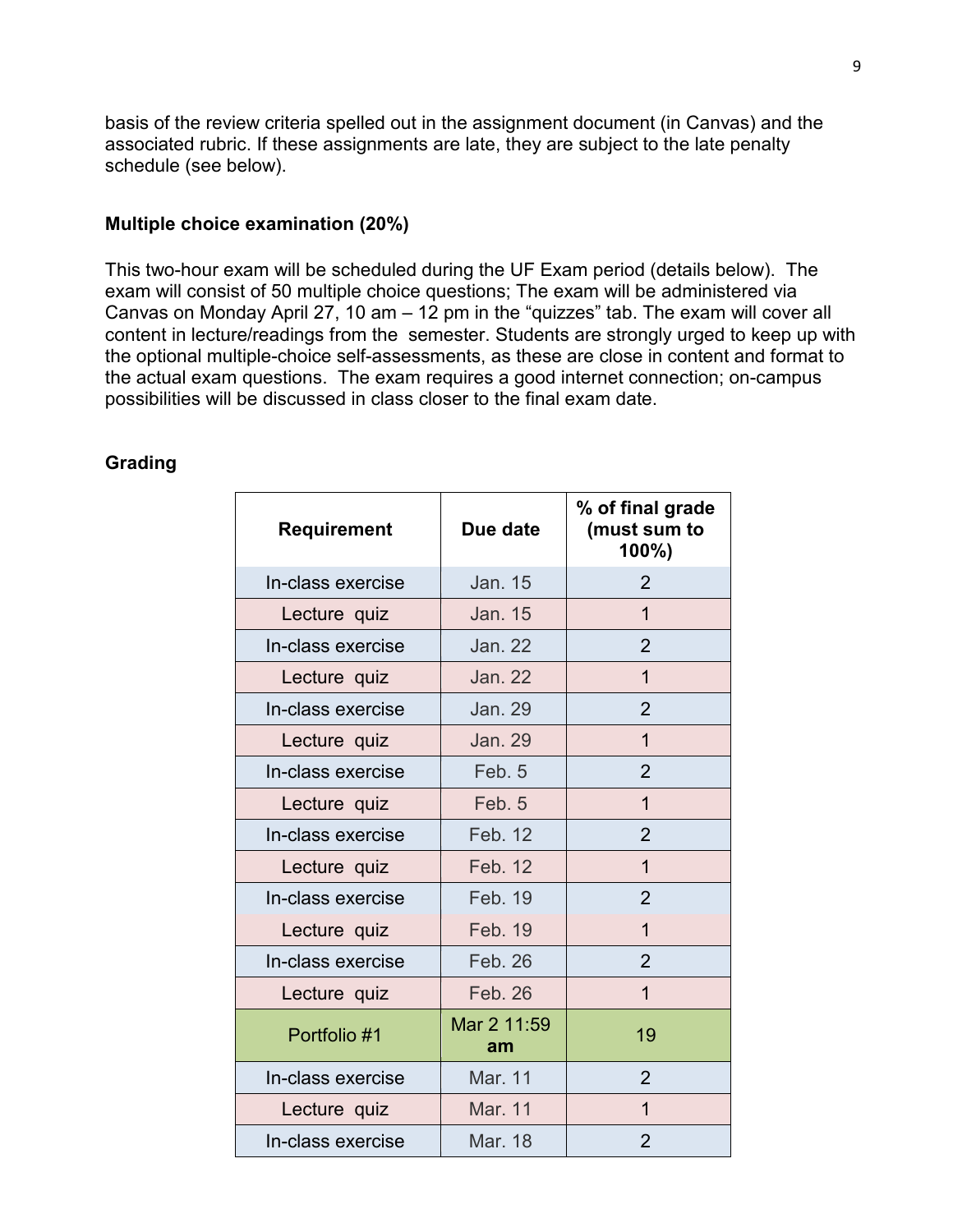basis of the review criteria spelled out in the assignment document (in Canvas) and the associated rubric. If these assignments are late, they are subject to the late penalty schedule (see below).

**Multiple choice examination (20%)**

This two-hour exam will be scheduled during the UF Exam period (details below). The exam will consist of 50 multiple choice questions; The exam will be administered via Canvas on Monday April 27, 10 am – 12 pm in the "quizzes" tab. The exam will cover all content in lecture/readings from the semester. Students are strongly urged to keep up with the optional multiple-choice self-assessments, as these are close in content and format to the actual exam questions. The exam requires a good internet connection; on-campus possibilities will be discussed in class closer to the final exam date.

**Grading**

| Requirement | Due date | % of final grade (must sum to 100%) |
|---|---|---|
| In-class exercise | Jan. 15 | 2 |
| Lecture quiz | Jan. 15 | 1 |
| In-class exercise | Jan. 22 | 2 |
| Lecture quiz | Jan. 22 | 1 |
| In-class exercise | Jan. 29 | 2 |
| Lecture quiz | Jan. 29 | 1 |
| In-class exercise | Feb. 5 | 2 |
| Lecture quiz | Feb. 5 | 1 |
| In-class exercise | Feb. 12 | 2 |
| Lecture quiz | Feb. 12 | 1 |
| In-class exercise | Feb. 19 | 2 |
| Lecture quiz | Feb. 19 | 1 |
| In-class exercise | Feb. 26 | 2 |
| Lecture quiz | Feb. 26 | 1 |
| Portfolio #1 | Mar 2 11:59 **am** | 19 |
| In-class exercise | Mar. 11 | 2 |
| Lecture quiz | Mar. 11 | 1 |
| In-class exercise | Mar. 18 | 2 |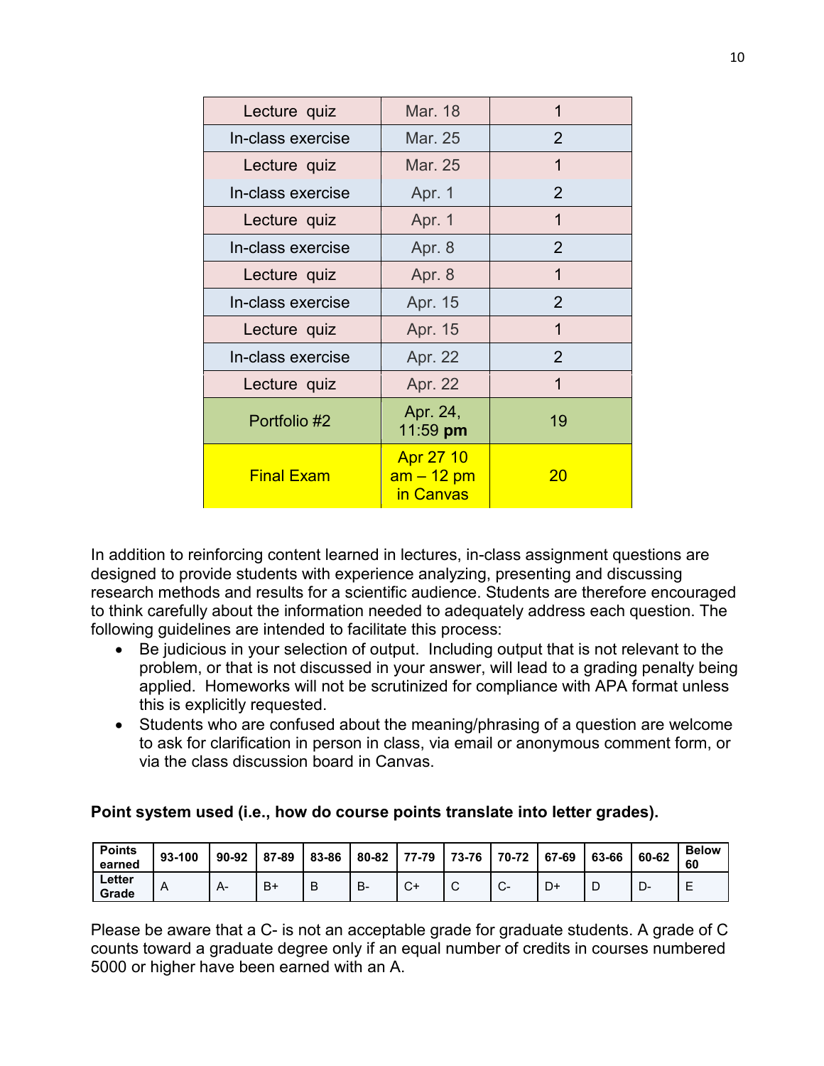| Lecture quiz | Mar. 18 | 1 |
|---|---|---|
| In-class exercise | Mar. 25 | 2 |
| Lecture quiz | Mar. 25 | 1 |
| In-class exercise | Apr. 1 | 2 |
| Lecture quiz | Apr. 1 | 1 |
| In-class exercise | Apr. 8 | 2 |
| Lecture quiz | Apr. 8 | 1 |
| In-class exercise | Apr. 15 | 2 |
| Lecture quiz | Apr. 15 | 1 |
| In-class exercise | Apr. 22 | 2 |
| Lecture quiz | Apr. 22 | 1 |
| Portfolio #2 | Apr. 24, 11:59 **pm** | 19 |
| Final Exam | Apr 27 10 am – 12 pm in Canvas | 20 |

In addition to reinforcing content learned in lectures, in-class assignment questions are designed to provide students with experience analyzing, presenting and discussing research methods and results for a scientific audience. Students are therefore encouraged to think carefully about the information needed to adequately address each question. The following guidelines are intended to facilitate this process:

- Be judicious in your selection of output. Including output that is not relevant to the problem, or that is not discussed in your answer, will lead to a grading penalty being applied. Homeworks will not be scrutinized for compliance with APA format unless this is explicitly requested.
- Students who are confused about the meaning/phrasing of a question are welcome to ask for clarification in person in class, via email or anonymous comment form, or via the class discussion board in Canvas.

**Point system used (i.e., how do course points translate into letter grades).**

| Points earned | 93-100 | 90-92 | 87-89 | 83-86 | 80-82 | 77-79 | 73-76 | 70-72 | 67-69 | 63-66 | 60-62 | Below 60 |
|---|---|---|---|---|---|---|---|---|---|---|---|---|
| Letter Grade | A | A- | B+ | B | B- | C+ | C | C- | D+ | D | D- | E |

Please be aware that a C- is not an acceptable grade for graduate students. A grade of C counts toward a graduate degree only if an equal number of credits in courses numbered 5000 or higher have been earned with an A.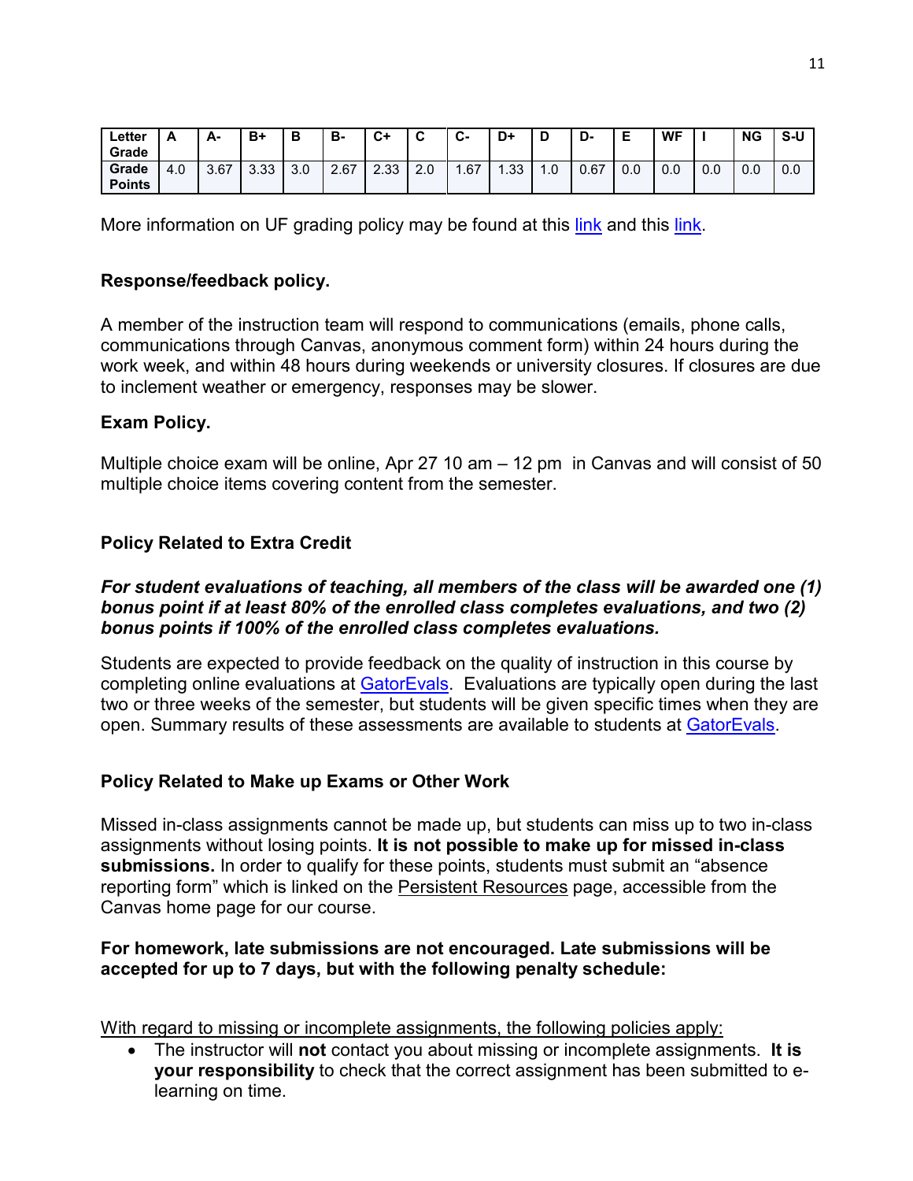| Letter Grade | A | A- | B+ | B | B- | C+ | C | C- | D+ | D | D- | E | WF | I | NG | S-U |
|---|---|---|---|---|---|---|---|---|---|---|---|---|---|---|---|---|
| Grade Points | 4.0 | 3.67 | 3.33 | 3.0 | 2.67 | 2.33 | 2.0 | 1.67 | 1.33 | 1.0 | 0.67 | 0.0 | 0.0 | 0.0 | 0.0 | 0.0 |

More information on UF grading policy may be found at this link and this link.

**Response/feedback policy.**

A member of the instruction team will respond to communications (emails, phone calls, communications through Canvas, anonymous comment form) within 24 hours during the work week, and within 48 hours during weekends or university closures. If closures are due to inclement weather or emergency, responses may be slower.

**Exam Policy.**

Multiple choice exam will be online, Apr 27 10 am – 12 pm in Canvas and will consist of 50 multiple choice items covering content from the semester.

**Policy Related to Extra Credit**

***For student evaluations of teaching, all members of the class will be awarded one (1) bonus point if at least 80% of the enrolled class completes evaluations, and two (2) bonus points if 100% of the enrolled class completes evaluations.***

Students are expected to provide feedback on the quality of instruction in this course by completing online evaluations at GatorEvals. Evaluations are typically open during the last two or three weeks of the semester, but students will be given specific times when they are open. Summary results of these assessments are available to students at GatorEvals.

**Policy Related to Make up Exams or Other Work**

Missed in-class assignments cannot be made up, but students can miss up to two in-class assignments without losing points. **It is not possible to make up for missed in-class submissions.** In order to qualify for these points, students must submit an "absence reporting form" which is linked on the Persistent Resources page, accessible from the Canvas home page for our course.

**For homework, late submissions are not encouraged. Late submissions will be accepted for up to 7 days, but with the following penalty schedule:**

With regard to missing or incomplete assignments, the following policies apply:

- The instructor will **not** contact you about missing or incomplete assignments. **It is your responsibility** to check that the correct assignment has been submitted to e-learning on time.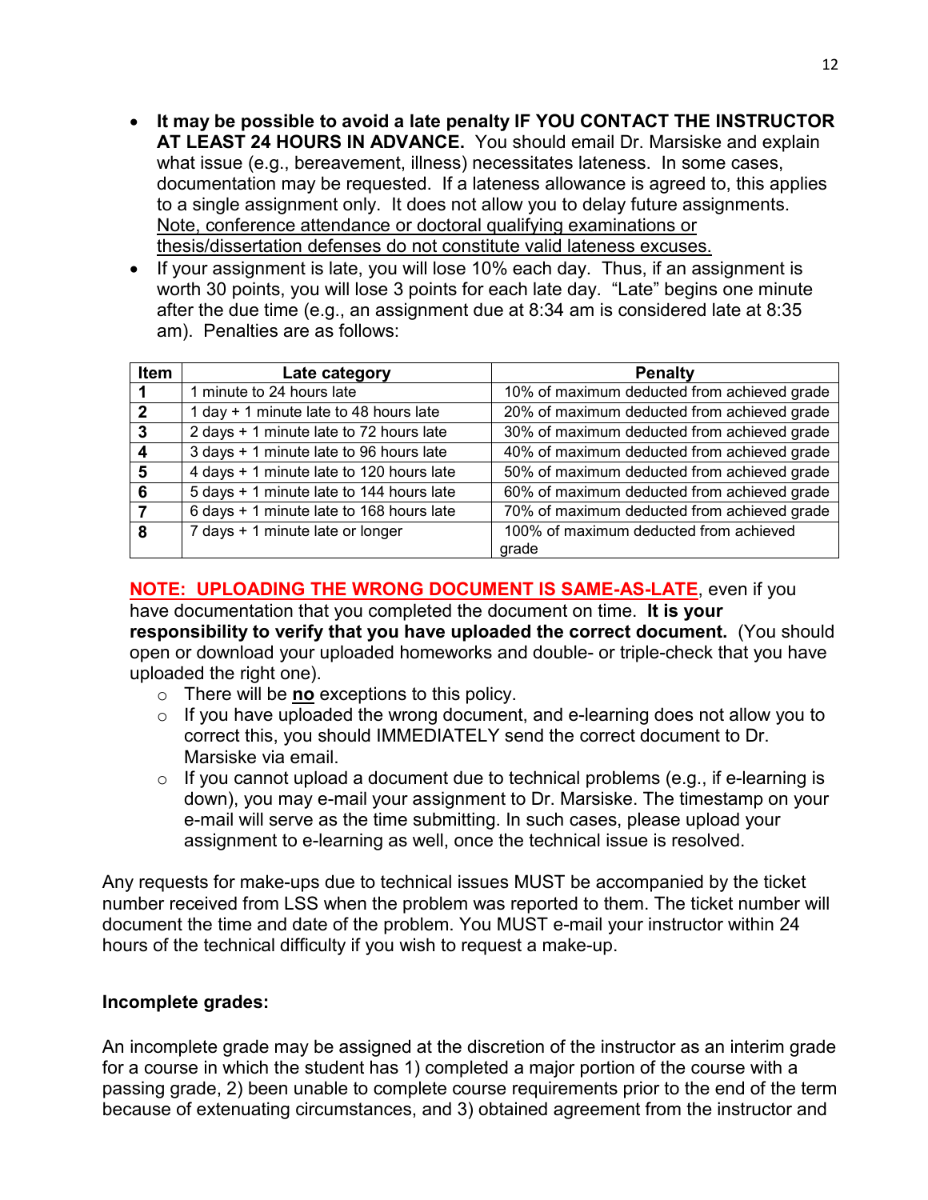- **It may be possible to avoid a late penalty IF YOU CONTACT THE INSTRUCTOR AT LEAST 24 HOURS IN ADVANCE.** You should email Dr. Marsiske and explain what issue (e.g., bereavement, illness) necessitates lateness. In some cases, documentation may be requested. If a lateness allowance is agreed to, this applies to a single assignment only. It does not allow you to delay future assignments. <u>Note, conference attendance or doctoral qualifying examinations or thesis/dissertation defenses do not constitute valid lateness excuses.</u>
- If your assignment is late, you will lose 10% each day. Thus, if an assignment is worth 30 points, you will lose 3 points for each late day. "Late" begins one minute after the due time (e.g., an assignment due at 8:34 am is considered late at 8:35 am). Penalties are as follows:

| Item | Late category | Penalty |
|---|---|---|
| 1 | 1 minute to 24 hours late | 10% of maximum deducted from achieved grade |
| 2 | 1 day + 1 minute late to 48 hours late | 20% of maximum deducted from achieved grade |
| 3 | 2 days + 1 minute late to 72 hours late | 30% of maximum deducted from achieved grade |
| 4 | 3 days + 1 minute late to 96 hours late | 40% of maximum deducted from achieved grade |
| 5 | 4 days + 1 minute late to 120 hours late | 50% of maximum deducted from achieved grade |
| 6 | 5 days + 1 minute late to 144 hours late | 60% of maximum deducted from achieved grade |
| 7 | 6 days + 1 minute late to 168 hours late | 70% of maximum deducted from achieved grade |
| 8 | 7 days + 1 minute late or longer | 100% of maximum deducted from achieved grade |

**<u>NOTE: UPLOADING THE WRONG DOCUMENT IS SAME-AS-LATE</u>**, even if you have documentation that you completed the document on time. **It is your responsibility to verify that you have uploaded the correct document.** (You should open or download your uploaded homeworks and double- or triple-check that you have uploaded the right one).

- There will be **<u>no</u>** exceptions to this policy.
- If you have uploaded the wrong document, and e-learning does not allow you to correct this, you should IMMEDIATELY send the correct document to Dr. Marsiske via email.
- If you cannot upload a document due to technical problems (e.g., if e-learning is down), you may e-mail your assignment to Dr. Marsiske. The timestamp on your e-mail will serve as the time submitting. In such cases, please upload your assignment to e-learning as well, once the technical issue is resolved.

Any requests for make-ups due to technical issues MUST be accompanied by the ticket number received from LSS when the problem was reported to them. The ticket number will document the time and date of the problem. You MUST e-mail your instructor within 24 hours of the technical difficulty if you wish to request a make-up.

**Incomplete grades:**

An incomplete grade may be assigned at the discretion of the instructor as an interim grade for a course in which the student has 1) completed a major portion of the course with a passing grade, 2) been unable to complete course requirements prior to the end of the term because of extenuating circumstances, and 3) obtained agreement from the instructor and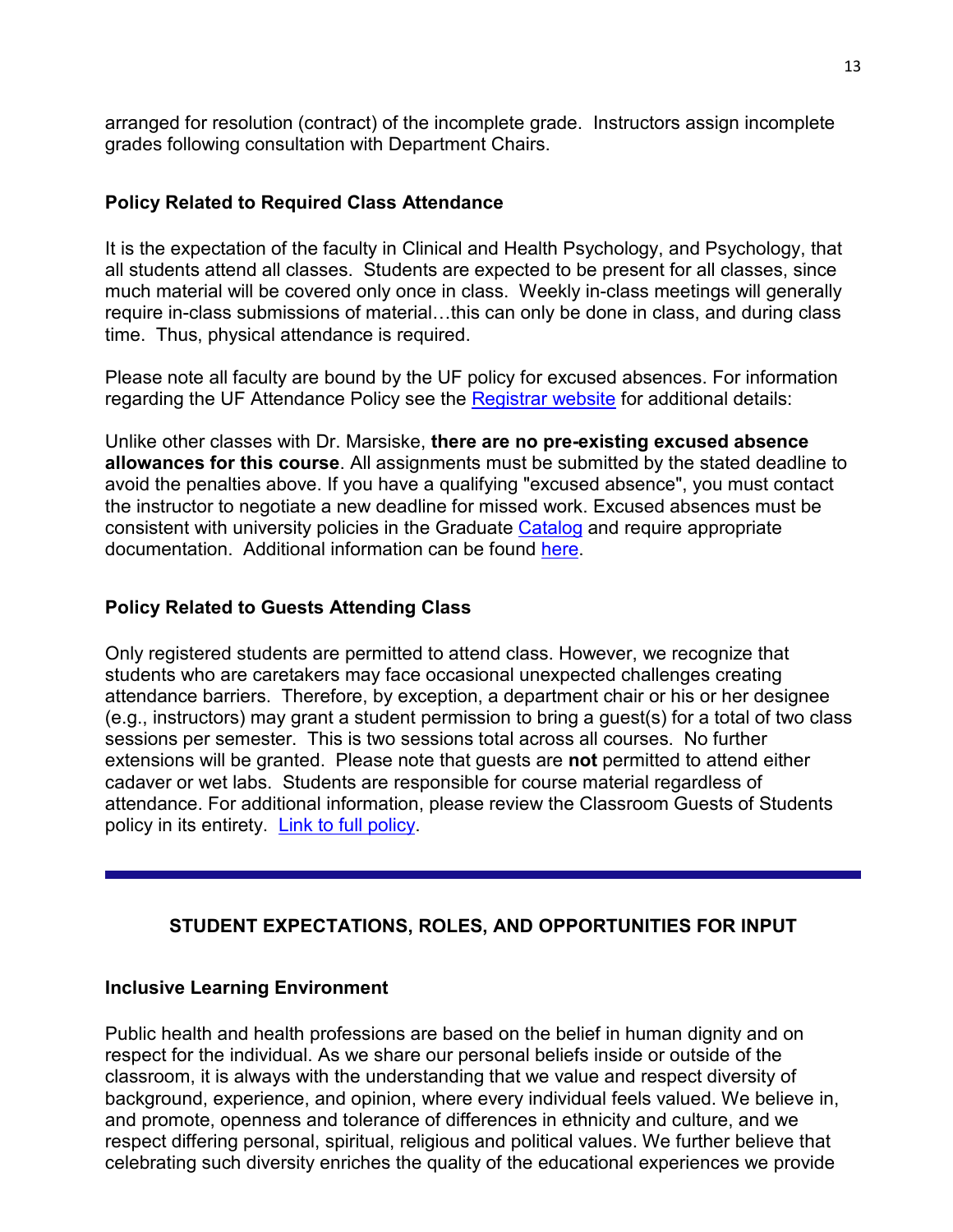arranged for resolution (contract) of the incomplete grade. Instructors assign incomplete grades following consultation with Department Chairs.

### Policy Related to Required Class Attendance

It is the expectation of the faculty in Clinical and Health Psychology, and Psychology, that all students attend all classes. Students are expected to be present for all classes, since much material will be covered only once in class. Weekly in-class meetings will generally require in-class submissions of material…this can only be done in class, and during class time. Thus, physical attendance is required.

Please note all faculty are bound by the UF policy for excused absences. For information regarding the UF Attendance Policy see the Registrar website for additional details:

Unlike other classes with Dr. Marsiske, **there are no pre-existing excused absence allowances for this course**. All assignments must be submitted by the stated deadline to avoid the penalties above. If you have a qualifying "excused absence", you must contact the instructor to negotiate a new deadline for missed work. Excused absences must be consistent with university policies in the Graduate Catalog and require appropriate documentation. Additional information can be found here.

### Policy Related to Guests Attending Class

Only registered students are permitted to attend class. However, we recognize that students who are caretakers may face occasional unexpected challenges creating attendance barriers. Therefore, by exception, a department chair or his or her designee (e.g., instructors) may grant a student permission to bring a guest(s) for a total of two class sessions per semester. This is two sessions total across all courses. No further extensions will be granted. Please note that guests are **not** permitted to attend either cadaver or wet labs. Students are responsible for course material regardless of attendance. For additional information, please review the Classroom Guests of Students policy in its entirety. Link to full policy.

---

## STUDENT EXPECTATIONS, ROLES, AND OPPORTUNITIES FOR INPUT

### Inclusive Learning Environment

Public health and health professions are based on the belief in human dignity and on respect for the individual. As we share our personal beliefs inside or outside of the classroom, it is always with the understanding that we value and respect diversity of background, experience, and opinion, where every individual feels valued. We believe in, and promote, openness and tolerance of differences in ethnicity and culture, and we respect differing personal, spiritual, religious and political values. We further believe that celebrating such diversity enriches the quality of the educational experiences we provide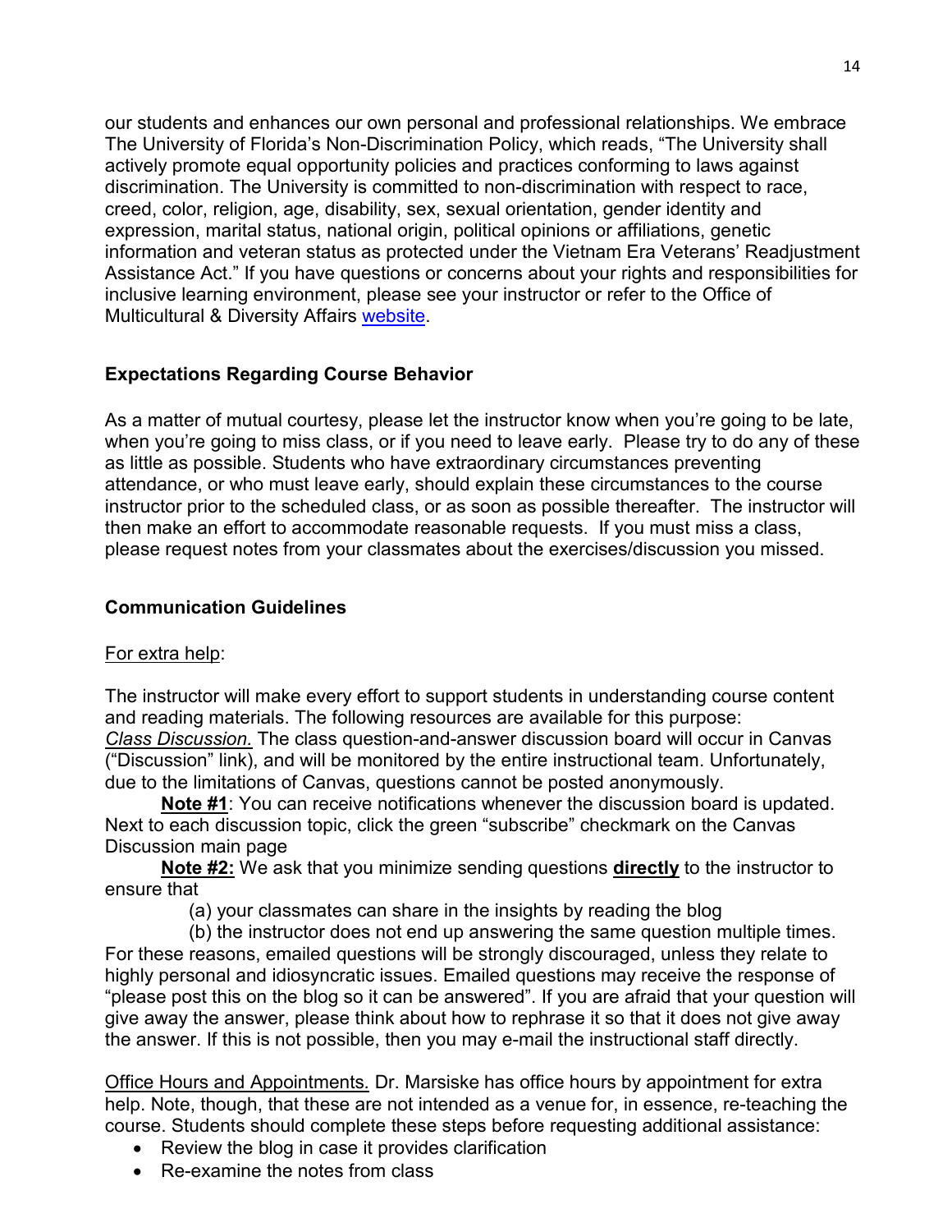our students and enhances our own personal and professional relationships. We embrace The University of Florida's Non-Discrimination Policy, which reads, "The University shall actively promote equal opportunity policies and practices conforming to laws against discrimination. The University is committed to non-discrimination with respect to race, creed, color, religion, age, disability, sex, sexual orientation, gender identity and expression, marital status, national origin, political opinions or affiliations, genetic information and veteran status as protected under the Vietnam Era Veterans' Readjustment Assistance Act." If you have questions or concerns about your rights and responsibilities for inclusive learning environment, please see your instructor or refer to the Office of Multicultural & Diversity Affairs website.

### Expectations Regarding Course Behavior

As a matter of mutual courtesy, please let the instructor know when you're going to be late, when you're going to miss class, or if you need to leave early. Please try to do any of these as little as possible. Students who have extraordinary circumstances preventing attendance, or who must leave early, should explain these circumstances to the course instructor prior to the scheduled class, or as soon as possible thereafter. The instructor will then make an effort to accommodate reasonable requests. If you must miss a class, please request notes from your classmates about the exercises/discussion you missed.

### Communication Guidelines

<u>For extra help</u>:

The instructor will make every effort to support students in understanding course content and reading materials. The following resources are available for this purpose:
*<u>Class Discussion.</u>* The class question-and-answer discussion board will occur in Canvas ("Discussion" link), and will be monitored by the entire instructional team. Unfortunately, due to the limitations of Canvas, questions cannot be posted anonymously.

**<u>Note #1</u>**: You can receive notifications whenever the discussion board is updated. Next to each discussion topic, click the green "subscribe" checkmark on the Canvas Discussion main page

**<u>Note #2:</u>** We ask that you minimize sending questions **<u>directly</u>** to the instructor to ensure that

(a) your classmates can share in the insights by reading the blog

(b) the instructor does not end up answering the same question multiple times.

For these reasons, emailed questions will be strongly discouraged, unless they relate to highly personal and idiosyncratic issues. Emailed questions may receive the response of "please post this on the blog so it can be answered". If you are afraid that your question will give away the answer, please think about how to rephrase it so that it does not give away the answer. If this is not possible, then you may e-mail the instructional staff directly.

<u>Office Hours and Appointments.</u> Dr. Marsiske has office hours by appointment for extra help. Note, though, that these are not intended as a venue for, in essence, re-teaching the course. Students should complete these steps before requesting additional assistance:

- Review the blog in case it provides clarification
- Re-examine the notes from class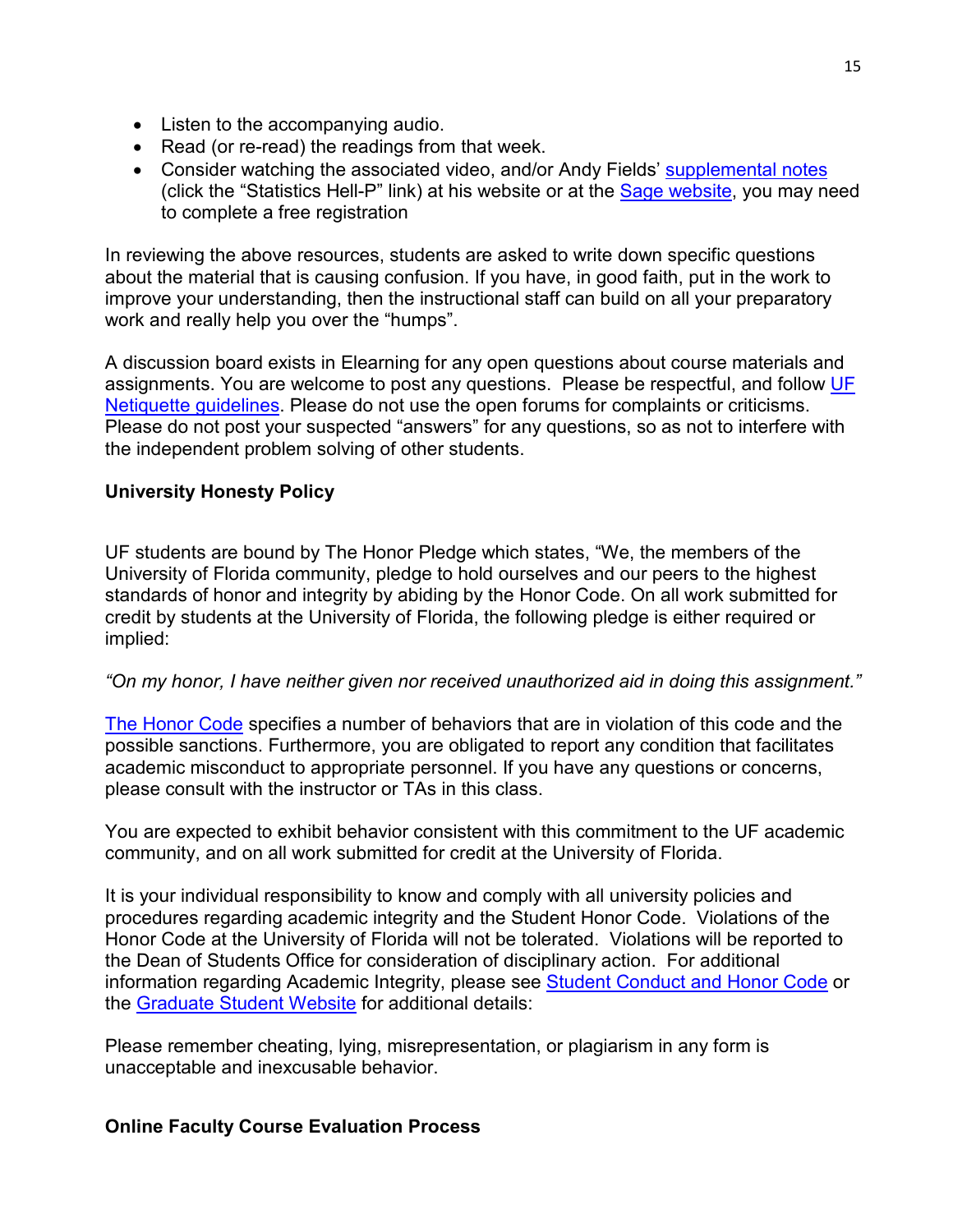- Listen to the accompanying audio.
- Read (or re-read) the readings from that week.
- Consider watching the associated video, and/or Andy Fields' supplemental notes (click the "Statistics Hell-P" link) at his website or at the Sage website, you may need to complete a free registration

In reviewing the above resources, students are asked to write down specific questions about the material that is causing confusion. If you have, in good faith, put in the work to improve your understanding, then the instructional staff can build on all your preparatory work and really help you over the "humps".

A discussion board exists in Elearning for any open questions about course materials and assignments. You are welcome to post any questions. Please be respectful, and follow UF Netiquette guidelines. Please do not use the open forums for complaints or criticisms. Please do not post your suspected "answers" for any questions, so as not to interfere with the independent problem solving of other students.

**University Honesty Policy**

UF students are bound by The Honor Pledge which states, "We, the members of the University of Florida community, pledge to hold ourselves and our peers to the highest standards of honor and integrity by abiding by the Honor Code. On all work submitted for credit by students at the University of Florida, the following pledge is either required or implied:

*"On my honor, I have neither given nor received unauthorized aid in doing this assignment."*

The Honor Code specifies a number of behaviors that are in violation of this code and the possible sanctions. Furthermore, you are obligated to report any condition that facilitates academic misconduct to appropriate personnel. If you have any questions or concerns, please consult with the instructor or TAs in this class.

You are expected to exhibit behavior consistent with this commitment to the UF academic community, and on all work submitted for credit at the University of Florida.

It is your individual responsibility to know and comply with all university policies and procedures regarding academic integrity and the Student Honor Code. Violations of the Honor Code at the University of Florida will not be tolerated. Violations will be reported to the Dean of Students Office for consideration of disciplinary action. For additional information regarding Academic Integrity, please see Student Conduct and Honor Code or the Graduate Student Website for additional details:

Please remember cheating, lying, misrepresentation, or plagiarism in any form is unacceptable and inexcusable behavior.

**Online Faculty Course Evaluation Process**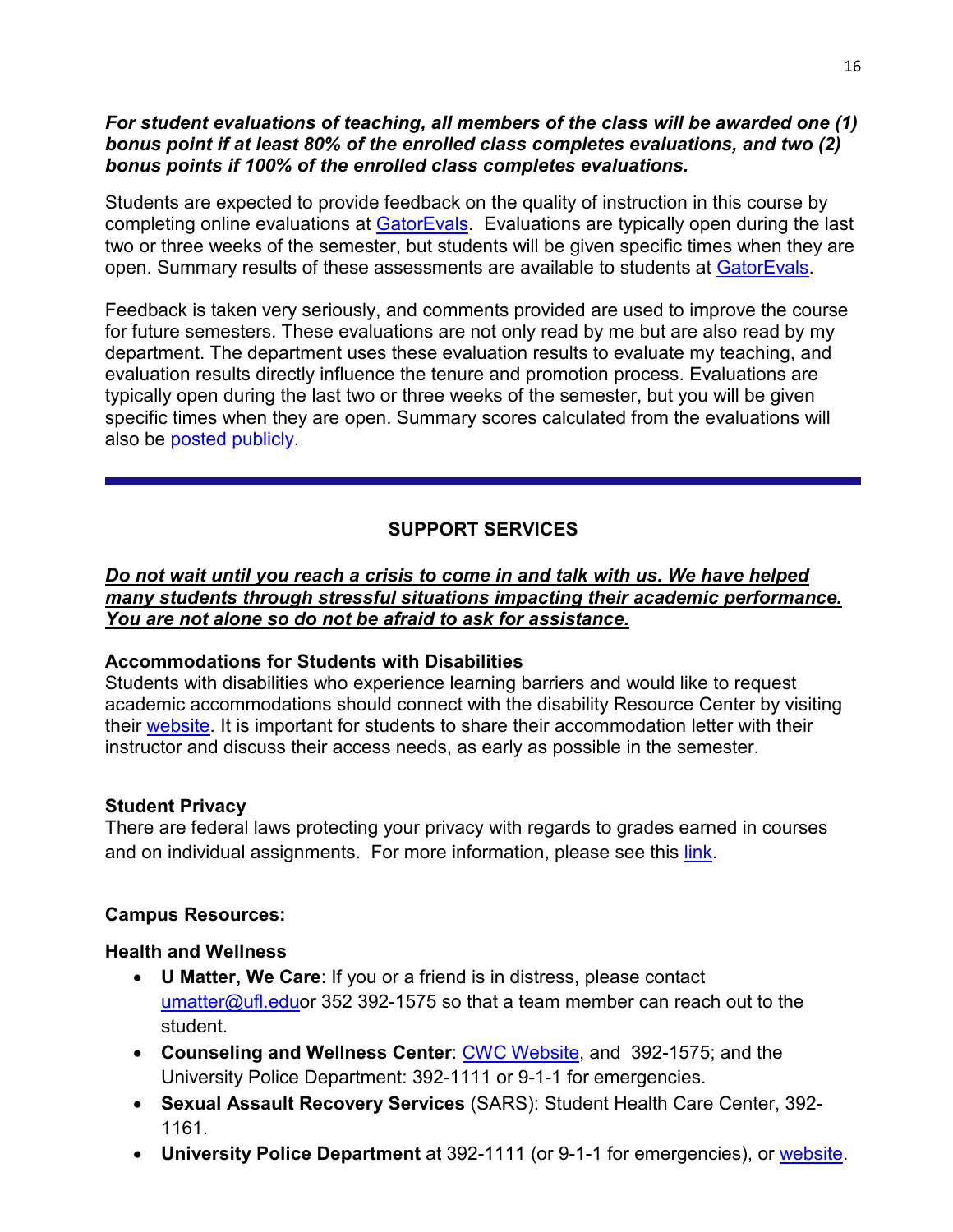***For student evaluations of teaching, all members of the class will be awarded one (1) bonus point if at least 80% of the enrolled class completes evaluations, and two (2) bonus points if 100% of the enrolled class completes evaluations.***

Students are expected to provide feedback on the quality of instruction in this course by completing online evaluations at GatorEvals. Evaluations are typically open during the last two or three weeks of the semester, but students will be given specific times when they are open. Summary results of these assessments are available to students at GatorEvals.

Feedback is taken very seriously, and comments provided are used to improve the course for future semesters. These evaluations are not only read by me but are also read by my department. The department uses these evaluation results to evaluate my teaching, and evaluation results directly influence the tenure and promotion process. Evaluations are typically open during the last two or three weeks of the semester, but you will be given specific times when they are open. Summary scores calculated from the evaluations will also be posted publicly.

---

## SUPPORT SERVICES

***Do not wait until you reach a crisis to come in and talk with us. We have helped many students through stressful situations impacting their academic performance. You are not alone so do not be afraid to ask for assistance.***

**Accommodations for Students with Disabilities**
Students with disabilities who experience learning barriers and would like to request academic accommodations should connect with the disability Resource Center by visiting their website. It is important for students to share their accommodation letter with their instructor and discuss their access needs, as early as possible in the semester.

**Student Privacy**
There are federal laws protecting your privacy with regards to grades earned in courses and on individual assignments. For more information, please see this link.

**Campus Resources:**

**Health and Wellness**

- **U Matter, We Care**: If you or a friend is in distress, please contact umatter@ufl.eduor 352 392-1575 so that a team member can reach out to the student.
- **Counseling and Wellness Center**: CWC Website, and 392-1575; and the University Police Department: 392-1111 or 9-1-1 for emergencies.
- **Sexual Assault Recovery Services** (SARS): Student Health Care Center, 392-1161.
- **University Police Department** at 392-1111 (or 9-1-1 for emergencies), or website.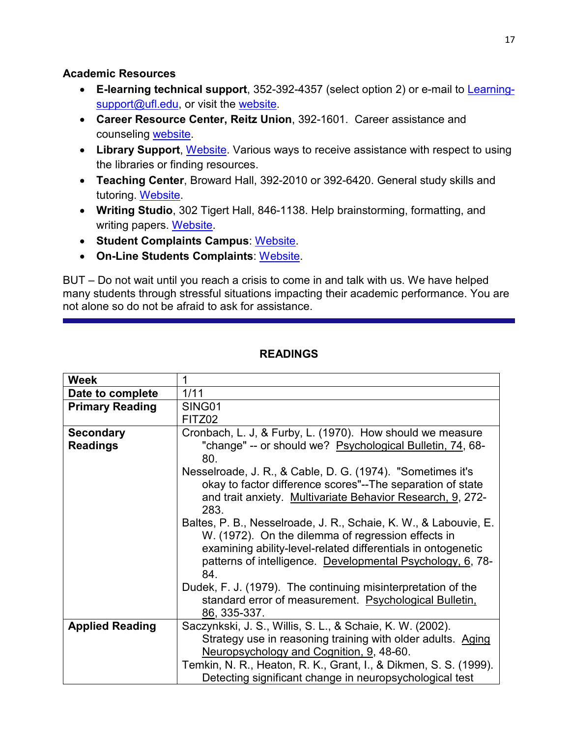**Academic Resources**

- **E-learning technical support**, 352-392-4357 (select option 2) or e-mail to Learning-support@ufl.edu, or visit the website.
- **Career Resource Center, Reitz Union**, 392-1601. Career assistance and counseling website.
- **Library Support**, Website. Various ways to receive assistance with respect to using the libraries or finding resources.
- **Teaching Center**, Broward Hall, 392-2010 or 392-6420. General study skills and tutoring. Website.
- **Writing Studio**, 302 Tigert Hall, 846-1138. Help brainstorming, formatting, and writing papers. Website.
- **Student Complaints Campus**: Website.
- **On-Line Students Complaints**: Website.

BUT – Do not wait until you reach a crisis to come in and talk with us. We have helped many students through stressful situations impacting their academic performance. You are not alone so do not be afraid to ask for assistance.

---

## READINGS

| **Week** | 1 |
|---|---|
| **Date to complete** | 1/11 |
| **Primary Reading** | SING01<br>FITZ02 |
| **Secondary Readings** | Cronbach, L. J, & Furby, L. (1970). How should we measure "change" -- or should we? Psychological Bulletin, 74, 68-80.<br>Nesselroade, J. R., & Cable, D. G. (1974). "Sometimes it's okay to factor difference scores"--The separation of state and trait anxiety. Multivariate Behavior Research, 9, 272-283.<br>Baltes, P. B., Nesselroade, J. R., Schaie, K. W., & Labouvie, E. W. (1972). On the dilemma of regression effects in examining ability-level-related differentials in ontogenetic patterns of intelligence. Developmental Psychology, 6, 78-84.<br>Dudek, F. J. (1979). The continuing misinterpretation of the standard error of measurement. Psychological Bulletin, 86, 335-337. |
| **Applied Reading** | Saczynkski, J. S., Willis, S. L., & Schaie, K. W. (2002). Strategy use in reasoning training with older adults. Aging Neuropsychology and Cognition, 9, 48-60.<br>Temkin, N. R., Heaton, R. K., Grant, I., & Dikmen, S. S. (1999). Detecting significant change in neuropsychological test |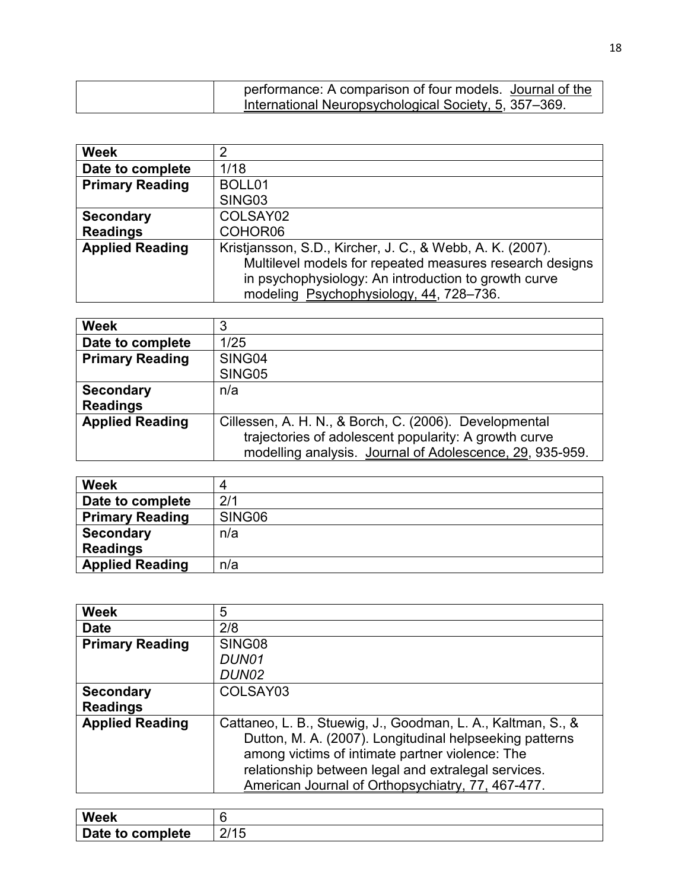| | |
|---|---|
| | performance: A comparison of four models. Journal of the International Neuropsychological Society, 5, 357–369. |

| **Week** | 2 |
|---|---|
| **Date to complete** | 1/18 |
| **Primary Reading** | BOLL01<br>SING03 |
| **Secondary Readings** | COLSAY02<br>COHOR06 |
| **Applied Reading** | Kristjansson, S.D., Kircher, J. C., & Webb, A. K. (2007). Multilevel models for repeated measures research designs in psychophysiology: An introduction to growth curve modeling Psychophysiology, 44, 728–736. |

| **Week** | 3 |
|---|---|
| **Date to complete** | 1/25 |
| **Primary Reading** | SING04<br>SING05 |
| **Secondary Readings** | n/a |
| **Applied Reading** | Cillessen, A. H. N., & Borch, C. (2006). Developmental trajectories of adolescent popularity: A growth curve modelling analysis. Journal of Adolescence, 29, 935-959. |

| **Week** | 4 |
|---|---|
| **Date to complete** | 2/1 |
| **Primary Reading** | SING06 |
| **Secondary Readings** | n/a |
| **Applied Reading** | n/a |

| **Week** | 5 |
|---|---|
| **Date** | 2/8 |
| **Primary Reading** | SING08<br>*DUN01*<br>*DUN02* |
| **Secondary Readings** | COLSAY03 |
| **Applied Reading** | Cattaneo, L. B., Stuewig, J., Goodman, L. A., Kaltman, S., & Dutton, M. A. (2007). Longitudinal helpseeking patterns among victims of intimate partner violence: The relationship between legal and extralegal services. American Journal of Orthopsychiatry, 77, 467-477. |

| **Week** | 6 |
|---|---|
| **Date to complete** | 2/15 |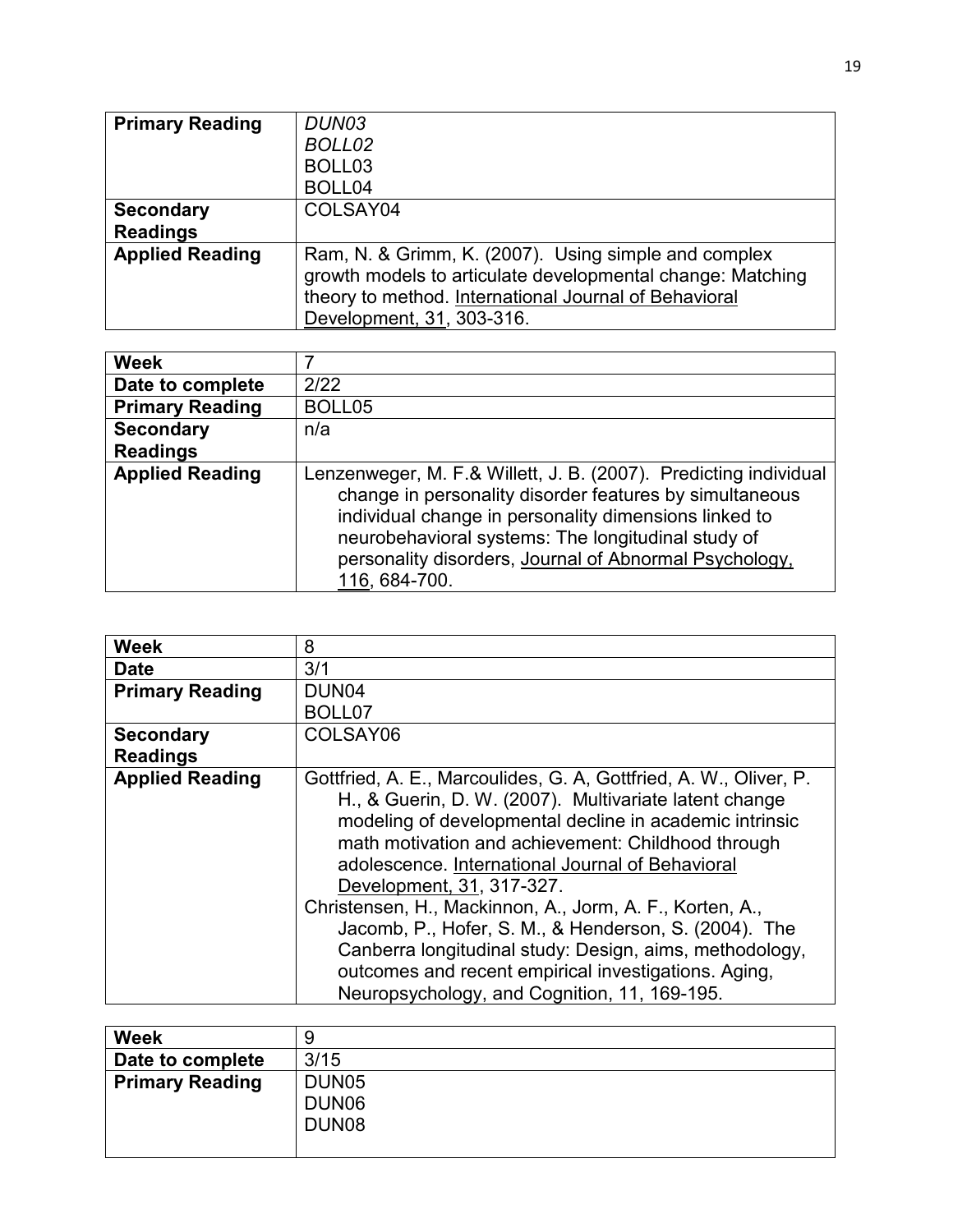| Primary Reading | *DUN03*<br>*BOLL02*<br>BOLL03<br>BOLL04 |
|---|---|
| Secondary Readings | COLSAY04 |
| Applied Reading | Ram, N. & Grimm, K. (2007). Using simple and complex growth models to articulate developmental change: Matching theory to method. International Journal of Behavioral Development, 31, 303-316. |

| Week | 7 |
|---|---|
| Date to complete | 2/22 |
| Primary Reading | BOLL05 |
| Secondary Readings | n/a |
| Applied Reading | Lenzenweger, M. F.& Willett, J. B. (2007). Predicting individual change in personality disorder features by simultaneous individual change in personality dimensions linked to neurobehavioral systems: The longitudinal study of personality disorders, Journal of Abnormal Psychology, 116, 684-700. |

| Week | 8 |
|---|---|
| Date | 3/1 |
| Primary Reading | DUN04<br>BOLL07 |
| Secondary Readings | COLSAY06 |
| Applied Reading | Gottfried, A. E., Marcoulides, G. A, Gottfried, A. W., Oliver, P. H., & Guerin, D. W. (2007). Multivariate latent change modeling of developmental decline in academic intrinsic math motivation and achievement: Childhood through adolescence. International Journal of Behavioral Development, 31, 317-327.<br>Christensen, H., Mackinnon, A., Jorm, A. F., Korten, A., Jacomb, P., Hofer, S. M., & Henderson, S. (2004). The Canberra longitudinal study: Design, aims, methodology, outcomes and recent empirical investigations. Aging, Neuropsychology, and Cognition, 11, 169-195. |

| Week | 9 |
|---|---|
| Date to complete | 3/15 |
| Primary Reading | DUN05<br>DUN06<br>DUN08 |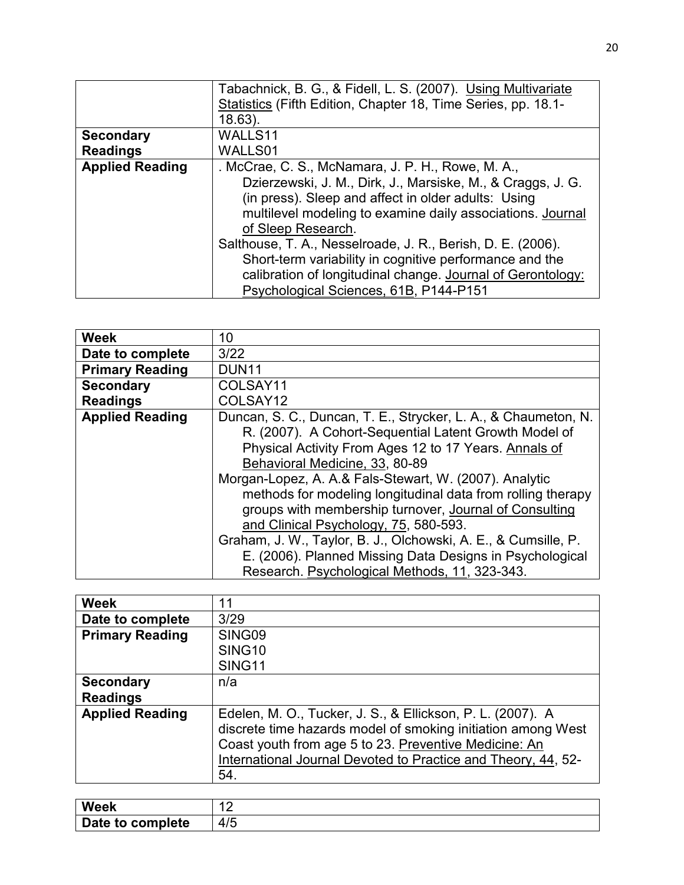| | |
|---|---|
| | Tabachnick, B. G., & Fidell, L. S. (2007). Using Multivariate Statistics (Fifth Edition, Chapter 18, Time Series, pp. 18.1-18.63). |
| **Secondary Readings** | WALLS11<br>WALLS01 |
| **Applied Reading** | . McCrae, C. S., McNamara, J. P. H., Rowe, M. A., Dzierzewski, J. M., Dirk, J., Marsiske, M., & Craggs, J. G. (in press). Sleep and affect in older adults: Using multilevel modeling to examine daily associations. Journal of Sleep Research.<br>Salthouse, T. A., Nesselroade, J. R., Berish, D. E. (2006). Short-term variability in cognitive performance and the calibration of longitudinal change. Journal of Gerontology: Psychological Sciences, 61B, P144-P151 |

| **Week** | 10 |
|---|---|
| **Date to complete** | 3/22 |
| **Primary Reading** | DUN11 |
| **Secondary Readings** | COLSAY11<br>COLSAY12 |
| **Applied Reading** | Duncan, S. C., Duncan, T. E., Strycker, L. A., & Chaumeton, N. R. (2007). A Cohort-Sequential Latent Growth Model of Physical Activity From Ages 12 to 17 Years. Annals of Behavioral Medicine, 33, 80-89<br>Morgan-Lopez, A. A.& Fals-Stewart, W. (2007). Analytic methods for modeling longitudinal data from rolling therapy groups with membership turnover, Journal of Consulting and Clinical Psychology, 75, 580-593.<br>Graham, J. W., Taylor, B. J., Olchowski, A. E., & Cumsille, P. E. (2006). Planned Missing Data Designs in Psychological Research. Psychological Methods, 11, 323-343. |

| **Week** | 11 |
|---|---|
| **Date to complete** | 3/29 |
| **Primary Reading** | SING09<br>SING10<br>SING11 |
| **Secondary Readings** | n/a |
| **Applied Reading** | Edelen, M. O., Tucker, J. S., & Ellickson, P. L. (2007). A discrete time hazards model of smoking initiation among West Coast youth from age 5 to 23. Preventive Medicine: An International Journal Devoted to Practice and Theory, 44, 52-54. |

| **Week** | 12 |
|---|---|
| **Date to complete** | 4/5 |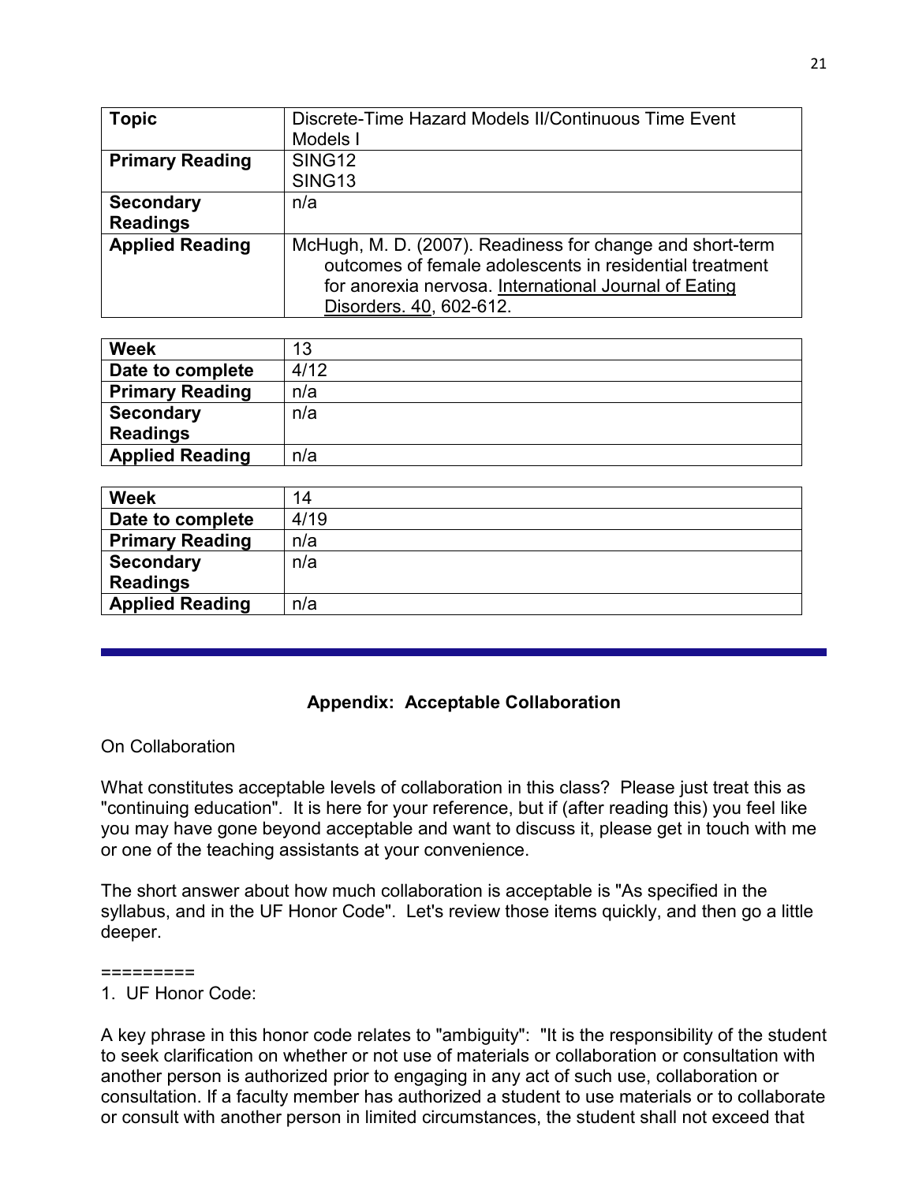| Topic | Discrete-Time Hazard Models II/Continuous Time Event Models I |
|---|---|
| **Primary Reading** | SING12<br>SING13 |
| **Secondary Readings** | n/a |
| **Applied Reading** | McHugh, M. D. (2007). Readiness for change and short-term outcomes of female adolescents in residential treatment for anorexia nervosa. International Journal of Eating Disorders. 40, 602-612. |

| Week | 13 |
|---|---|
| **Date to complete** | 4/12 |
| **Primary Reading** | n/a |
| **Secondary Readings** | n/a |
| **Applied Reading** | n/a |

| Week | 14 |
|---|---|
| **Date to complete** | 4/19 |
| **Primary Reading** | n/a |
| **Secondary Readings** | n/a |
| **Applied Reading** | n/a |

## Appendix: Acceptable Collaboration

On Collaboration

What constitutes acceptable levels of collaboration in this class? Please just treat this as "continuing education". It is here for your reference, but if (after reading this) you feel like you may have gone beyond acceptable and want to discuss it, please get in touch with me or one of the teaching assistants at your convenience.

The short answer about how much collaboration is acceptable is "As specified in the syllabus, and in the UF Honor Code". Let's review those items quickly, and then go a little deeper.

=========

1. UF Honor Code:

A key phrase in this honor code relates to "ambiguity": "It is the responsibility of the student to seek clarification on whether or not use of materials or collaboration or consultation with another person is authorized prior to engaging in any act of such use, collaboration or consultation. If a faculty member has authorized a student to use materials or to collaborate or consult with another person in limited circumstances, the student shall not exceed that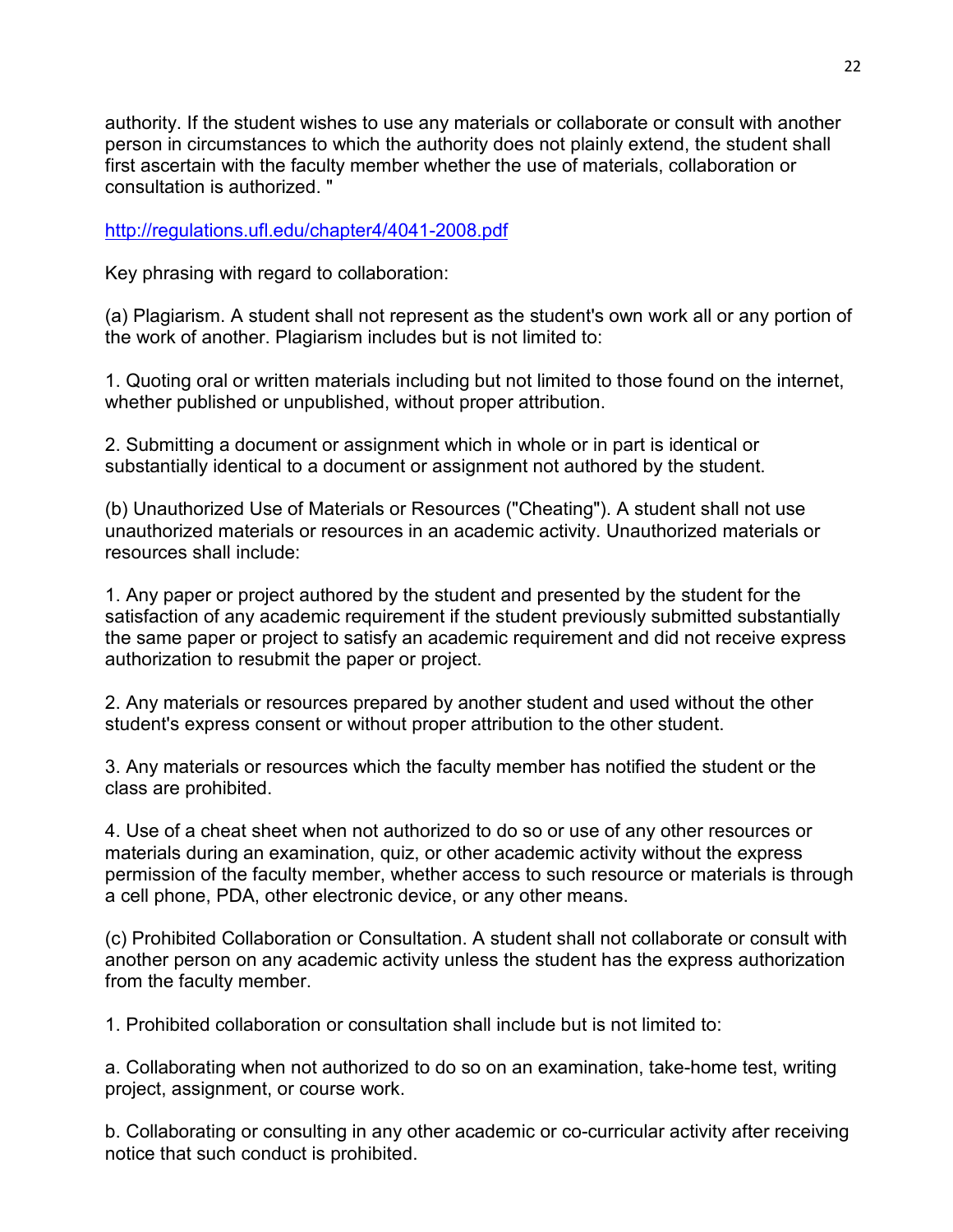authority. If the student wishes to use any materials or collaborate or consult with another person in circumstances to which the authority does not plainly extend, the student shall first ascertain with the faculty member whether the use of materials, collaboration or consultation is authorized. "

http://regulations.ufl.edu/chapter4/4041-2008.pdf

Key phrasing with regard to collaboration:

(a) Plagiarism. A student shall not represent as the student's own work all or any portion of the work of another. Plagiarism includes but is not limited to:

1. Quoting oral or written materials including but not limited to those found on the internet, whether published or unpublished, without proper attribution.

2. Submitting a document or assignment which in whole or in part is identical or substantially identical to a document or assignment not authored by the student.

(b) Unauthorized Use of Materials or Resources ("Cheating"). A student shall not use unauthorized materials or resources in an academic activity. Unauthorized materials or resources shall include:

1. Any paper or project authored by the student and presented by the student for the satisfaction of any academic requirement if the student previously submitted substantially the same paper or project to satisfy an academic requirement and did not receive express authorization to resubmit the paper or project.

2. Any materials or resources prepared by another student and used without the other student's express consent or without proper attribution to the other student.

3. Any materials or resources which the faculty member has notified the student or the class are prohibited.

4. Use of a cheat sheet when not authorized to do so or use of any other resources or materials during an examination, quiz, or other academic activity without the express permission of the faculty member, whether access to such resource or materials is through a cell phone, PDA, other electronic device, or any other means.

(c) Prohibited Collaboration or Consultation. A student shall not collaborate or consult with another person on any academic activity unless the student has the express authorization from the faculty member.

1. Prohibited collaboration or consultation shall include but is not limited to:

a. Collaborating when not authorized to do so on an examination, take-home test, writing project, assignment, or course work.

b. Collaborating or consulting in any other academic or co-curricular activity after receiving notice that such conduct is prohibited.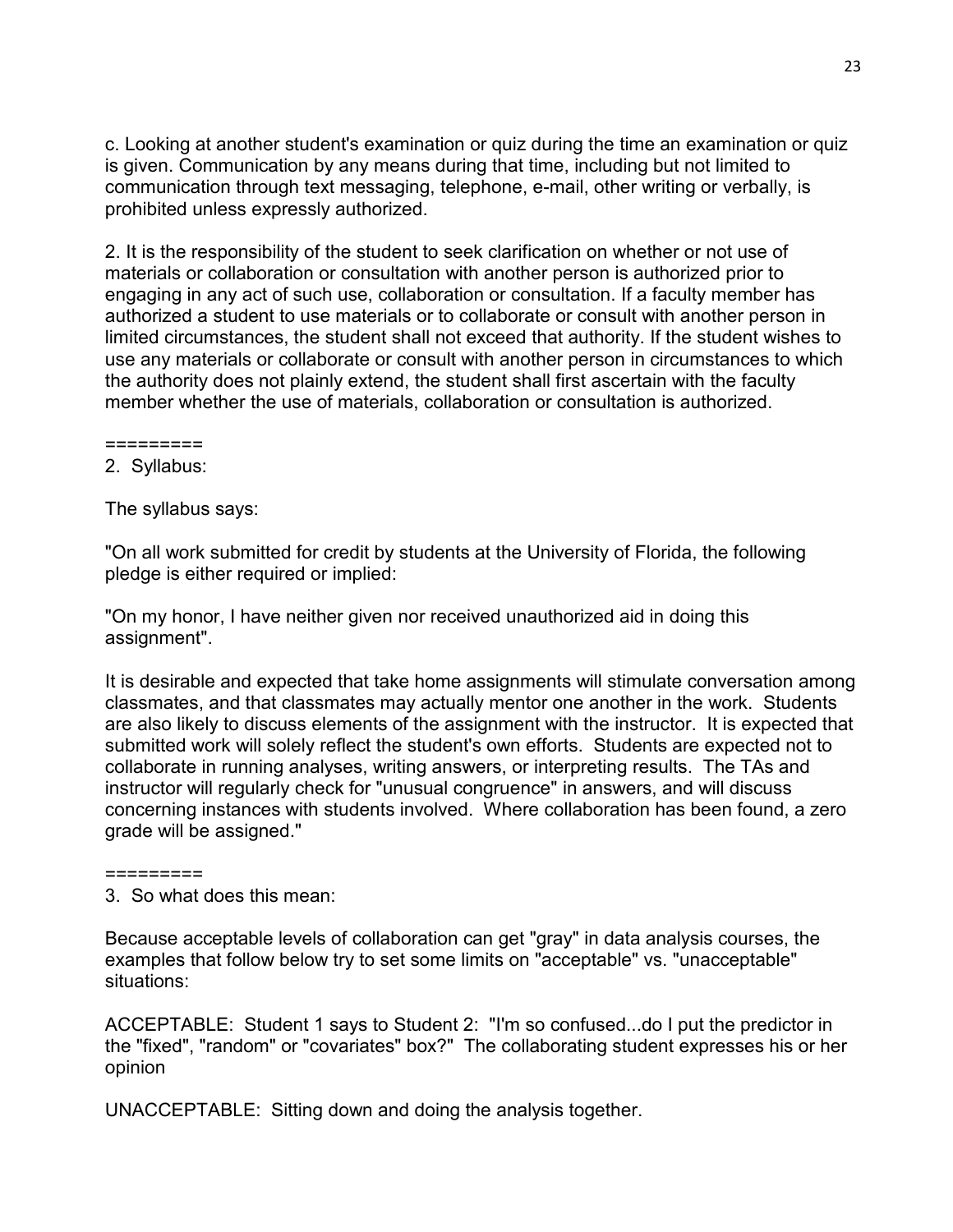c. Looking at another student's examination or quiz during the time an examination or quiz is given. Communication by any means during that time, including but not limited to communication through text messaging, telephone, e-mail, other writing or verbally, is prohibited unless expressly authorized.

2. It is the responsibility of the student to seek clarification on whether or not use of materials or collaboration or consultation with another person is authorized prior to engaging in any act of such use, collaboration or consultation. If a faculty member has authorized a student to use materials or to collaborate or consult with another person in limited circumstances, the student shall not exceed that authority. If the student wishes to use any materials or collaborate or consult with another person in circumstances to which the authority does not plainly extend, the student shall first ascertain with the faculty member whether the use of materials, collaboration or consultation is authorized.

=========

2. Syllabus:

The syllabus says:

"On all work submitted for credit by students at the University of Florida, the following pledge is either required or implied:

"On my honor, I have neither given nor received unauthorized aid in doing this assignment".

It is desirable and expected that take home assignments will stimulate conversation among classmates, and that classmates may actually mentor one another in the work. Students are also likely to discuss elements of the assignment with the instructor. It is expected that submitted work will solely reflect the student's own efforts. Students are expected not to collaborate in running analyses, writing answers, or interpreting results. The TAs and instructor will regularly check for "unusual congruence" in answers, and will discuss concerning instances with students involved. Where collaboration has been found, a zero grade will be assigned."

=========

3. So what does this mean:

Because acceptable levels of collaboration can get "gray" in data analysis courses, the examples that follow below try to set some limits on "acceptable" vs. "unacceptable" situations:

ACCEPTABLE: Student 1 says to Student 2: "I'm so confused...do I put the predictor in the "fixed", "random" or "covariates" box?" The collaborating student expresses his or her opinion

UNACCEPTABLE: Sitting down and doing the analysis together.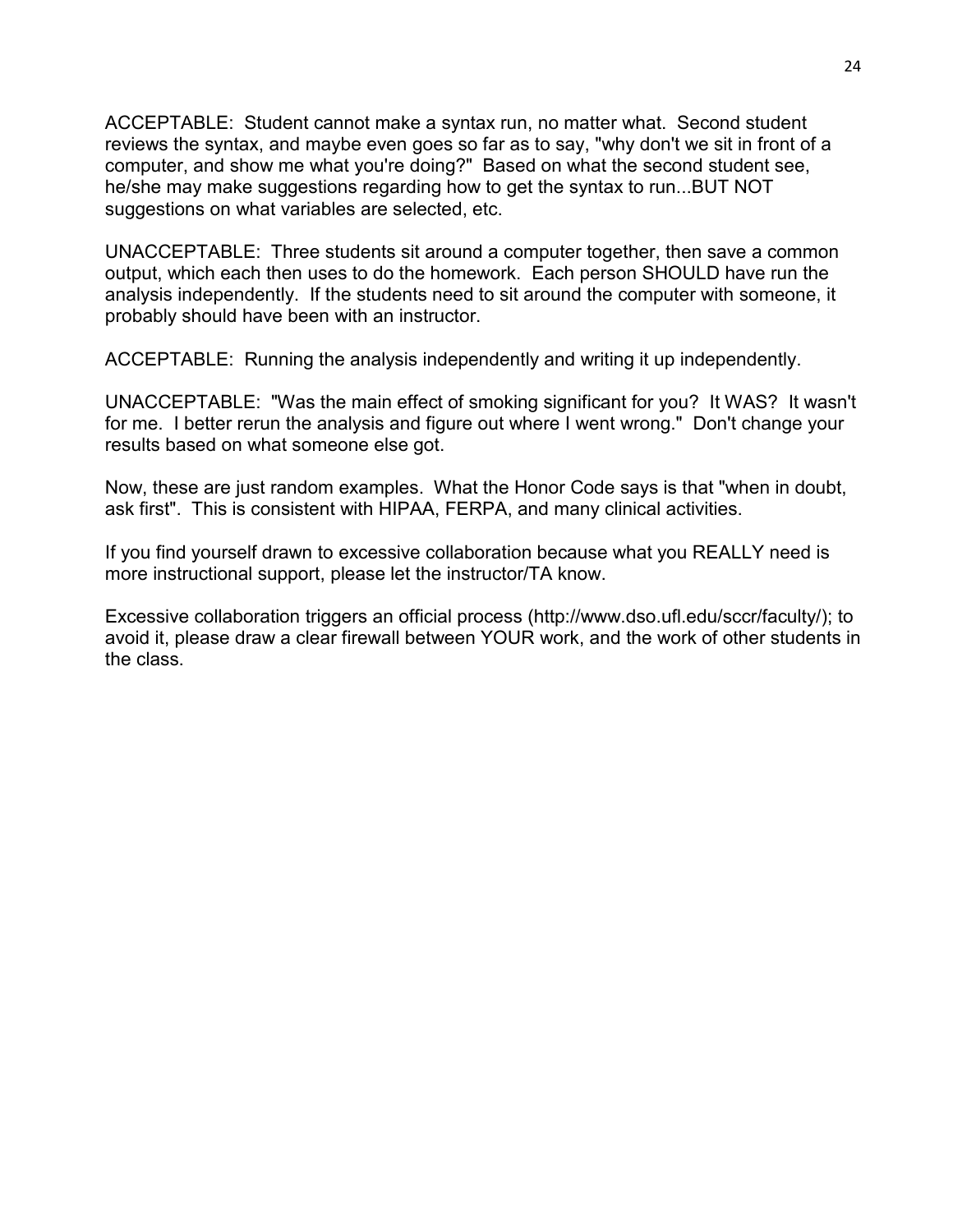ACCEPTABLE: Student cannot make a syntax run, no matter what. Second student reviews the syntax, and maybe even goes so far as to say, "why don't we sit in front of a computer, and show me what you're doing?" Based on what the second student see, he/she may make suggestions regarding how to get the syntax to run...BUT NOT suggestions on what variables are selected, etc.

UNACCEPTABLE: Three students sit around a computer together, then save a common output, which each then uses to do the homework. Each person SHOULD have run the analysis independently. If the students need to sit around the computer with someone, it probably should have been with an instructor.

ACCEPTABLE: Running the analysis independently and writing it up independently.

UNACCEPTABLE: "Was the main effect of smoking significant for you? It WAS? It wasn't for me. I better rerun the analysis and figure out where I went wrong." Don't change your results based on what someone else got.

Now, these are just random examples. What the Honor Code says is that "when in doubt, ask first". This is consistent with HIPAA, FERPA, and many clinical activities.

If you find yourself drawn to excessive collaboration because what you REALLY need is more instructional support, please let the instructor/TA know.

Excessive collaboration triggers an official process (http://www.dso.ufl.edu/sccr/faculty/); to avoid it, please draw a clear firewall between YOUR work, and the work of other students in the class.